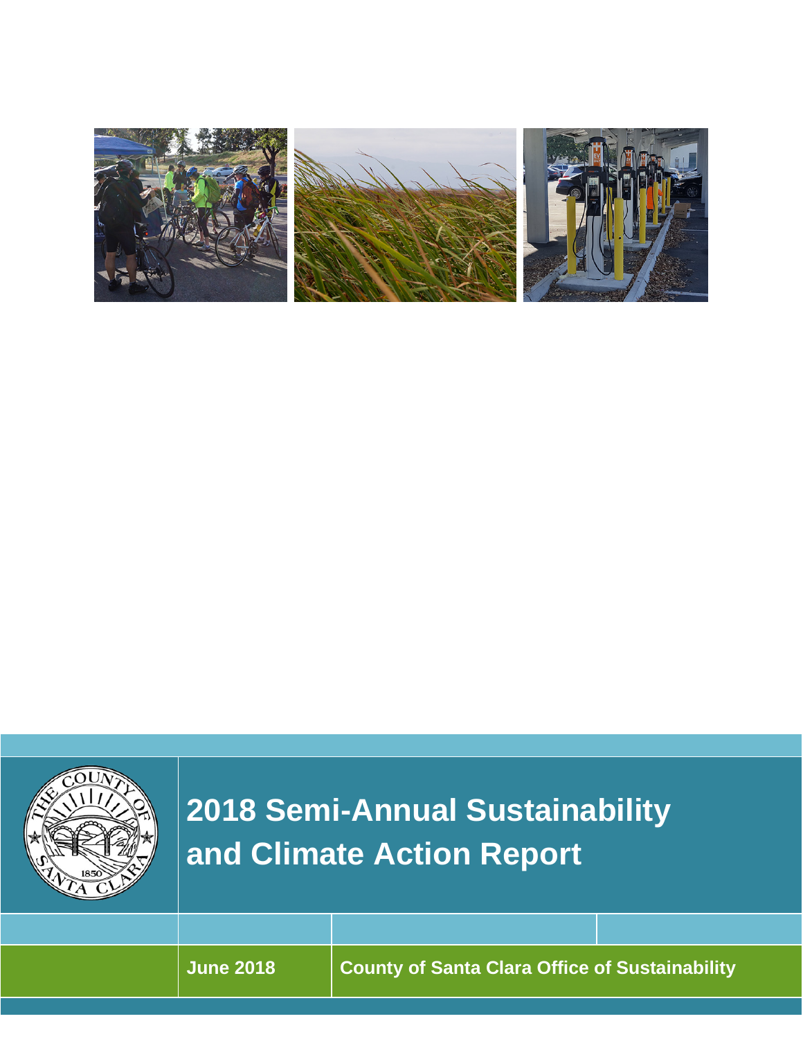# 2018 Semi-Annual Sustainability and Climate Action Report

**June 2018**

**County of Santa Clara Office of Sustainability**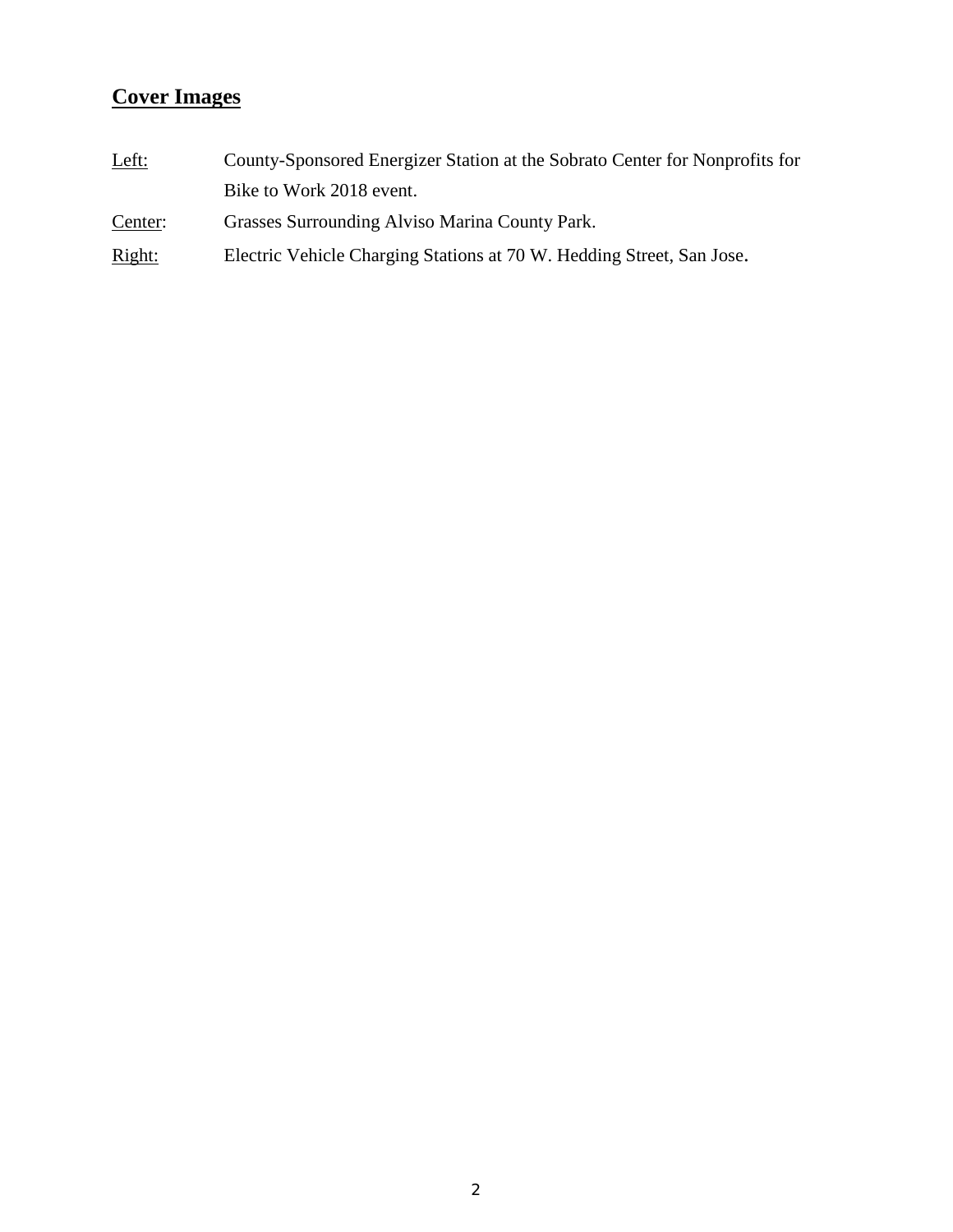## Cover Images

Left: County-Sponsored Energizer Station at the Sobrato Center for Nonprofits for Bike to Work 2018 event.

Center: Grasses Surrounding Alviso Marina County Park.

Right: Electric Vehicle Charging Stations at 70 W. Hedding Street, San Jose.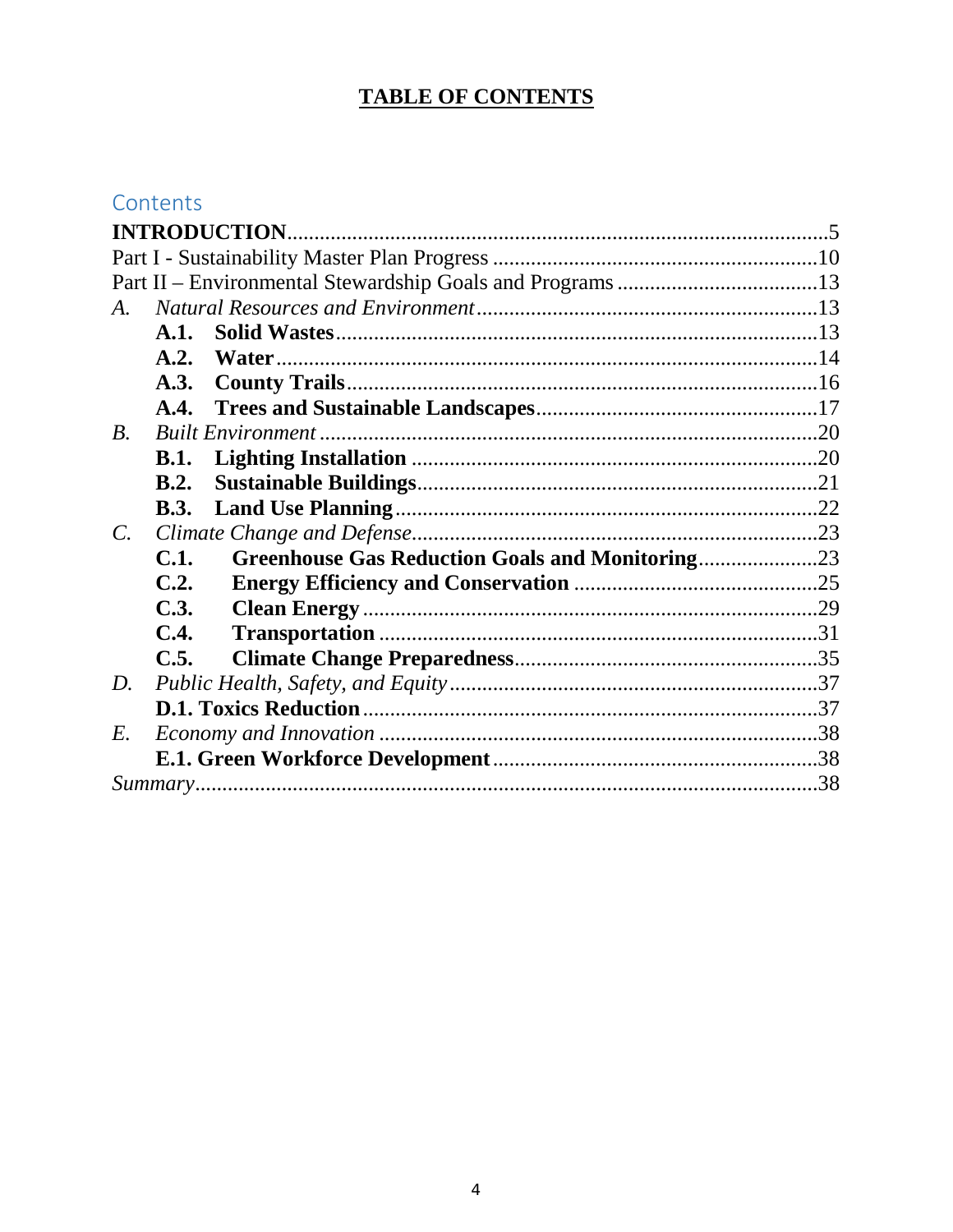# TABLE OF CONTENTS

## Contents

**INTRODUCTION** .................................................................................................... 5
Part I - Sustainability Master Plan Progress ............................................................ 10
Part II – Environmental Stewardship Goals and Programs ..................................... 13
*A. Natural Resources and Environment* ................................................................ 13
- **A.1. Solid Wastes** ................................................................................................ 13
- **A.2. Water** ........................................................................................................... 14
- **A.3. County Trails** ............................................................................................... 16
- **A.4. Trees and Sustainable Landscapes** .............................................................. 17

*B. Built Environment* ............................................................................................ 20
- **B.1. Lighting Installation** ................................................................................... 20
- **B.2. Sustainable Buildings** ................................................................................. 21
- **B.3. Land Use Planning** ..................................................................................... 22

*C. Climate Change and Defense* ............................................................................ 23
- **C.1. Greenhouse Gas Reduction Goals and Monitoring** ..................................... 23
- **C.2. Energy Efficiency and Conservation** .......................................................... 25
- **C.3. Clean Energy** ............................................................................................... 29
- **C.4. Transportation** ............................................................................................ 31
- **C.5. Climate Change Preparedness** .................................................................... 35

*D. Public Health, Safety, and Equity* .................................................................... 37
- **D.1. Toxics Reduction** ........................................................................................ 37

*E. Economy and Innovation* .................................................................................. 38
- **E.1. Green Workforce Development** ................................................................. 38

*Summary* ................................................................................................................ 38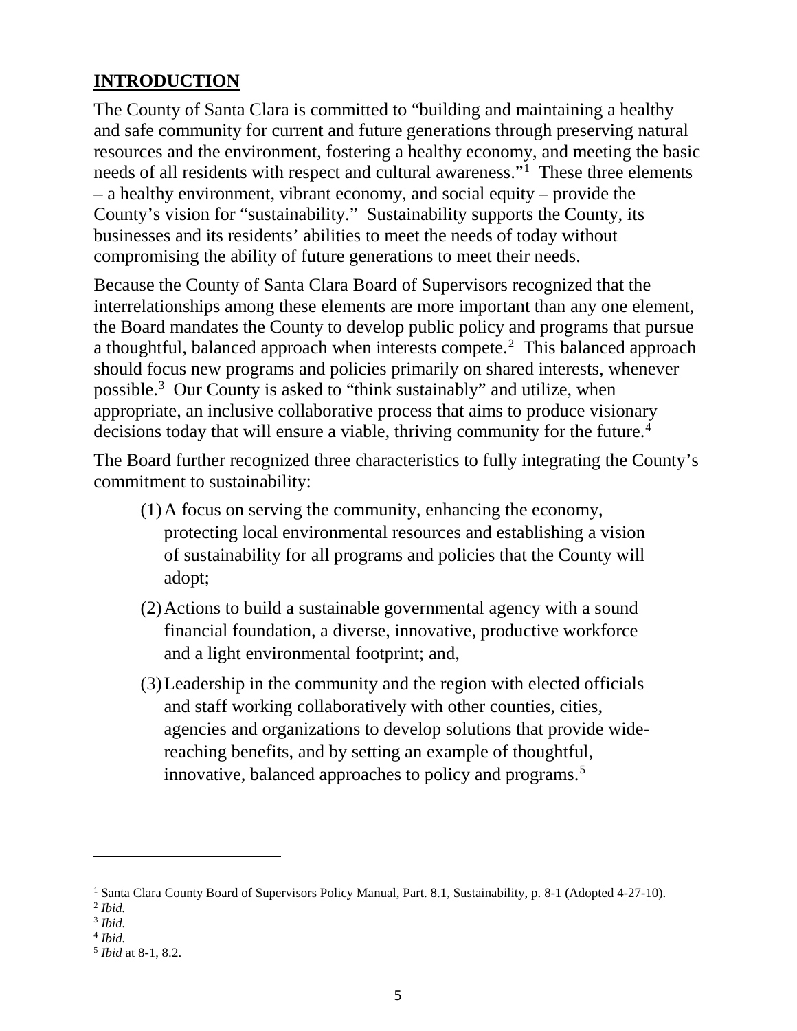## INTRODUCTION

The County of Santa Clara is committed to "building and maintaining a healthy and safe community for current and future generations through preserving natural resources and the environment, fostering a healthy economy, and meeting the basic needs of all residents with respect and cultural awareness."[1] These three elements – a healthy environment, vibrant economy, and social equity – provide the County's vision for "sustainability." Sustainability supports the County, its businesses and its residents' abilities to meet the needs of today without compromising the ability of future generations to meet their needs.

Because the County of Santa Clara Board of Supervisors recognized that the interrelationships among these elements are more important than any one element, the Board mandates the County to develop public policy and programs that pursue a thoughtful, balanced approach when interests compete.[2] This balanced approach should focus new programs and policies primarily on shared interests, whenever possible.[3] Our County is asked to "think sustainably" and utilize, when appropriate, an inclusive collaborative process that aims to produce visionary decisions today that will ensure a viable, thriving community for the future.[4]

The Board further recognized three characteristics to fully integrating the County's commitment to sustainability:

(1) A focus on serving the community, enhancing the economy, protecting local environmental resources and establishing a vision of sustainability for all programs and policies that the County will adopt;

(2) Actions to build a sustainable governmental agency with a sound financial foundation, a diverse, innovative, productive workforce and a light environmental footprint; and,

(3) Leadership in the community and the region with elected officials and staff working collaboratively with other counties, cities, agencies and organizations to develop solutions that provide wide-reaching benefits, and by setting an example of thoughtful, innovative, balanced approaches to policy and programs.[5]

---

[1] Santa Clara County Board of Supervisors Policy Manual, Part. 8.1, Sustainability, p. 8-1 (Adopted 4-27-10).
[2] *Ibid.*
[3] *Ibid.*
[4] *Ibid.*
[5] *Ibid* at 8-1, 8.2.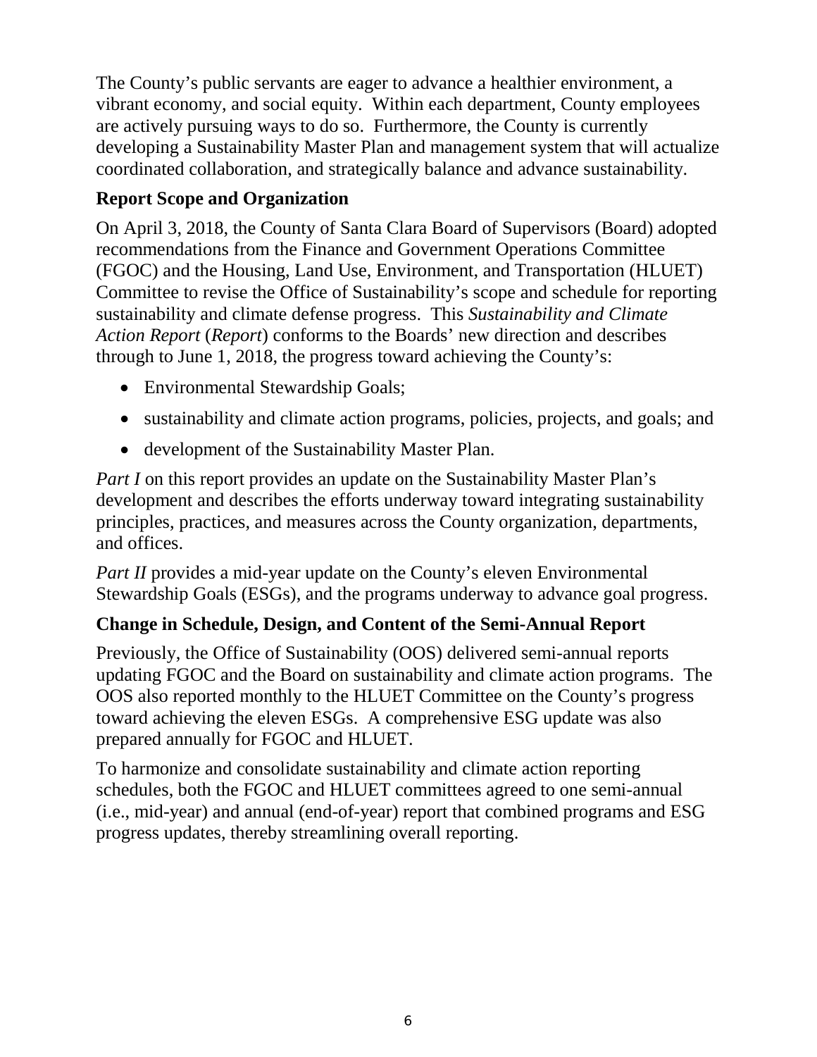The County's public servants are eager to advance a healthier environment, a vibrant economy, and social equity. Within each department, County employees are actively pursuing ways to do so. Furthermore, the County is currently developing a Sustainability Master Plan and management system that will actualize coordinated collaboration, and strategically balance and advance sustainability.

## Report Scope and Organization

On April 3, 2018, the County of Santa Clara Board of Supervisors (Board) adopted recommendations from the Finance and Government Operations Committee (FGOC) and the Housing, Land Use, Environment, and Transportation (HLUET) Committee to revise the Office of Sustainability's scope and schedule for reporting sustainability and climate defense progress. This *Sustainability and Climate Action Report* (*Report*) conforms to the Boards' new direction and describes through to June 1, 2018, the progress toward achieving the County's:

- Environmental Stewardship Goals;
- sustainability and climate action programs, policies, projects, and goals; and
- development of the Sustainability Master Plan.

*Part I* on this report provides an update on the Sustainability Master Plan's development and describes the efforts underway toward integrating sustainability principles, practices, and measures across the County organization, departments, and offices.

*Part II* provides a mid-year update on the County's eleven Environmental Stewardship Goals (ESGs), and the programs underway to advance goal progress.

## Change in Schedule, Design, and Content of the Semi-Annual Report

Previously, the Office of Sustainability (OOS) delivered semi-annual reports updating FGOC and the Board on sustainability and climate action programs. The OOS also reported monthly to the HLUET Committee on the County's progress toward achieving the eleven ESGs. A comprehensive ESG update was also prepared annually for FGOC and HLUET.

To harmonize and consolidate sustainability and climate action reporting schedules, both the FGOC and HLUET committees agreed to one semi-annual (i.e., mid-year) and annual (end-of-year) report that combined programs and ESG progress updates, thereby streamlining overall reporting.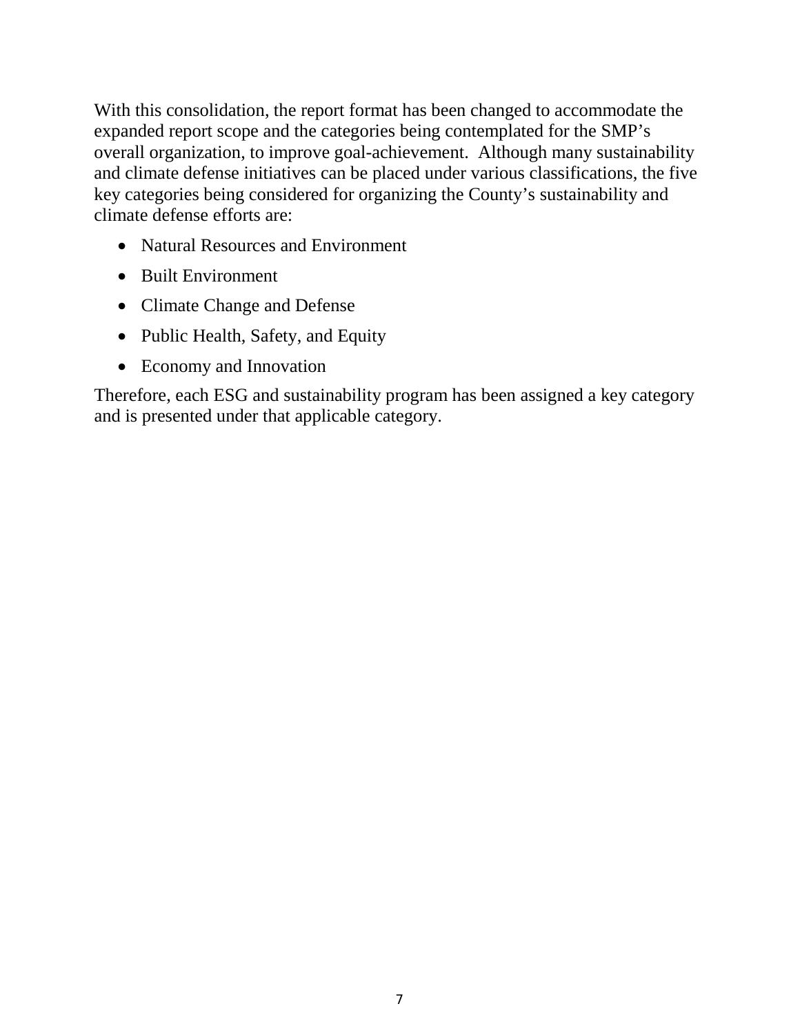With this consolidation, the report format has been changed to accommodate the expanded report scope and the categories being contemplated for the SMP's overall organization, to improve goal-achievement. Although many sustainability and climate defense initiatives can be placed under various classifications, the five key categories being considered for organizing the County's sustainability and climate defense efforts are:

- Natural Resources and Environment
- Built Environment
- Climate Change and Defense
- Public Health, Safety, and Equity
- Economy and Innovation

Therefore, each ESG and sustainability program has been assigned a key category and is presented under that applicable category.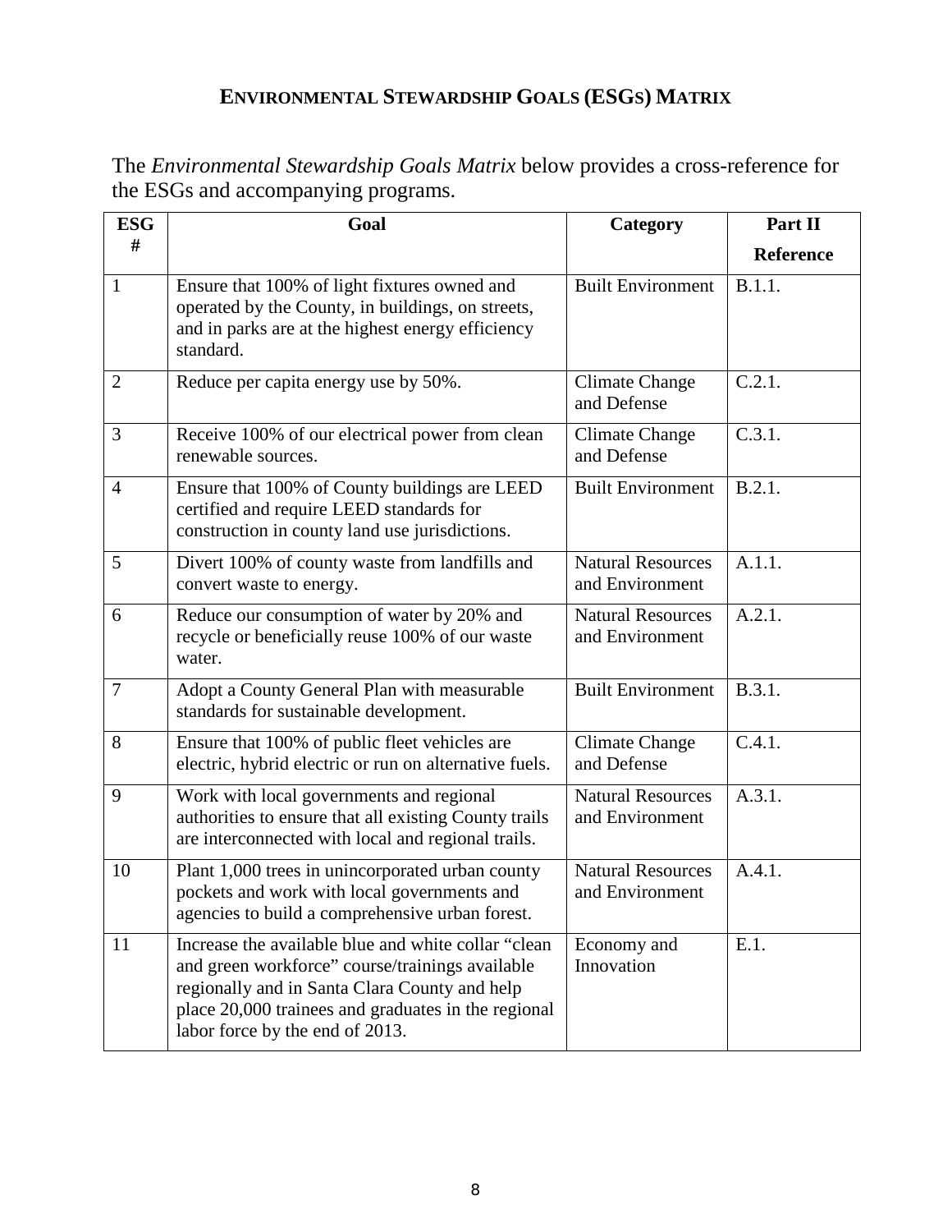## ENVIRONMENTAL STEWARDSHIP GOALS (ESGS) MATRIX

The *Environmental Stewardship Goals Matrix* below provides a cross-reference for the ESGs and accompanying programs.

| ESG # | Goal | Category | Part II Reference |
|---|---|---|---|
| 1 | Ensure that 100% of light fixtures owned and operated by the County, in buildings, on streets, and in parks are at the highest energy efficiency standard. | Built Environment | B.1.1. |
| 2 | Reduce per capita energy use by 50%. | Climate Change and Defense | C.2.1. |
| 3 | Receive 100% of our electrical power from clean renewable sources. | Climate Change and Defense | C.3.1. |
| 4 | Ensure that 100% of County buildings are LEED certified and require LEED standards for construction in county land use jurisdictions. | Built Environment | B.2.1. |
| 5 | Divert 100% of county waste from landfills and convert waste to energy. | Natural Resources and Environment | A.1.1. |
| 6 | Reduce our consumption of water by 20% and recycle or beneficially reuse 100% of our waste water. | Natural Resources and Environment | A.2.1. |
| 7 | Adopt a County General Plan with measurable standards for sustainable development. | Built Environment | B.3.1. |
| 8 | Ensure that 100% of public fleet vehicles are electric, hybrid electric or run on alternative fuels. | Climate Change and Defense | C.4.1. |
| 9 | Work with local governments and regional authorities to ensure that all existing County trails are interconnected with local and regional trails. | Natural Resources and Environment | A.3.1. |
| 10 | Plant 1,000 trees in unincorporated urban county pockets and work with local governments and agencies to build a comprehensive urban forest. | Natural Resources and Environment | A.4.1. |
| 11 | Increase the available blue and white collar "clean and green workforce" course/trainings available regionally and in Santa Clara County and help place 20,000 trainees and graduates in the regional labor force by the end of 2013. | Economy and Innovation | E.1. |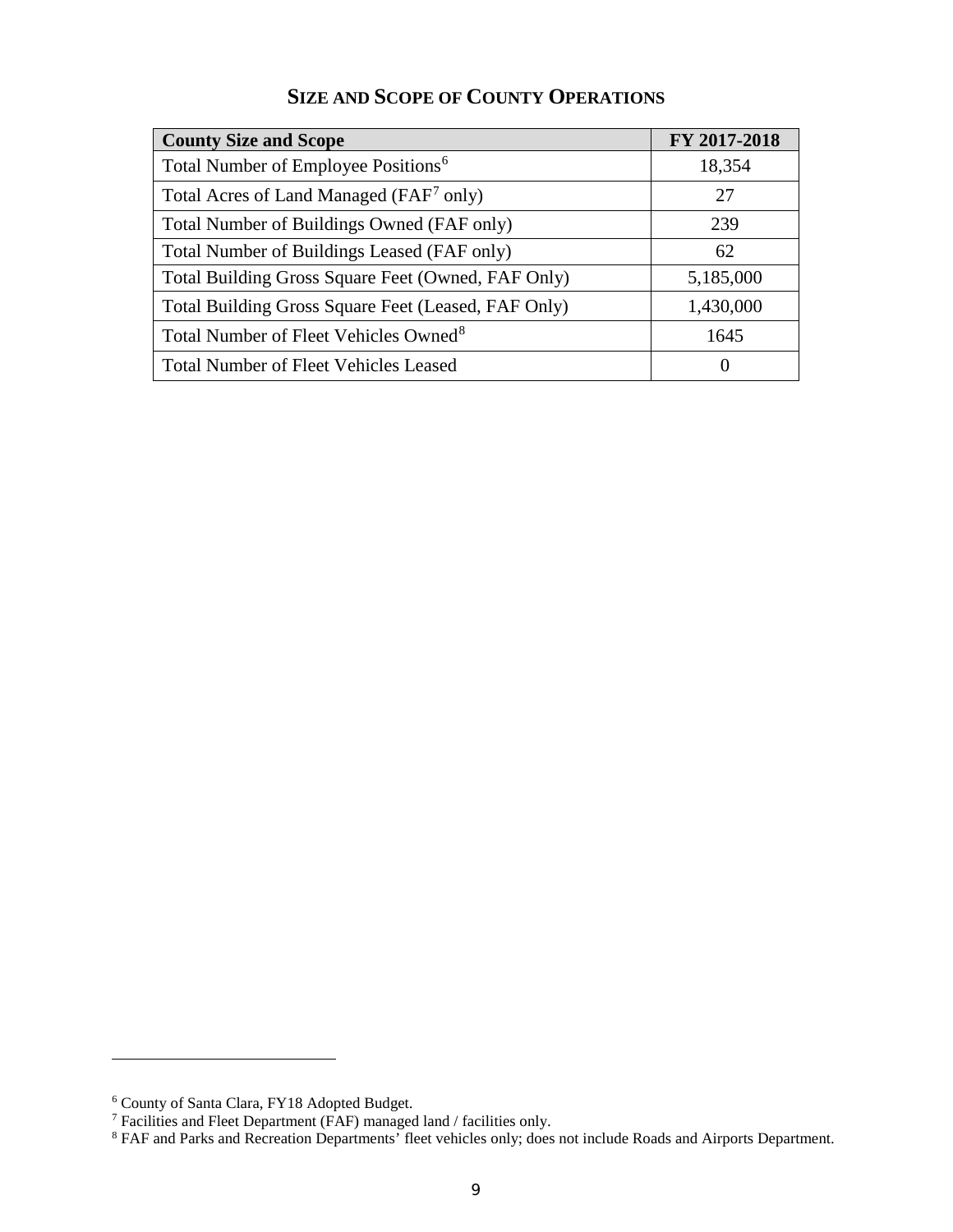## SIZE AND SCOPE OF COUNTY OPERATIONS

| County Size and Scope | FY 2017-2018 |
|---|---|
| Total Number of Employee Positions[6] | 18,354 |
| Total Acres of Land Managed (FAF[7] only) | 27 |
| Total Number of Buildings Owned (FAF only) | 239 |
| Total Number of Buildings Leased (FAF only) | 62 |
| Total Building Gross Square Feet (Owned, FAF Only) | 5,185,000 |
| Total Building Gross Square Feet (Leased, FAF Only) | 1,430,000 |
| Total Number of Fleet Vehicles Owned[8] | 1645 |
| Total Number of Fleet Vehicles Leased | 0 |

[6] County of Santa Clara, FY18 Adopted Budget.

[7] Facilities and Fleet Department (FAF) managed land / facilities only.

[8] FAF and Parks and Recreation Departments' fleet vehicles only; does not include Roads and Airports Department.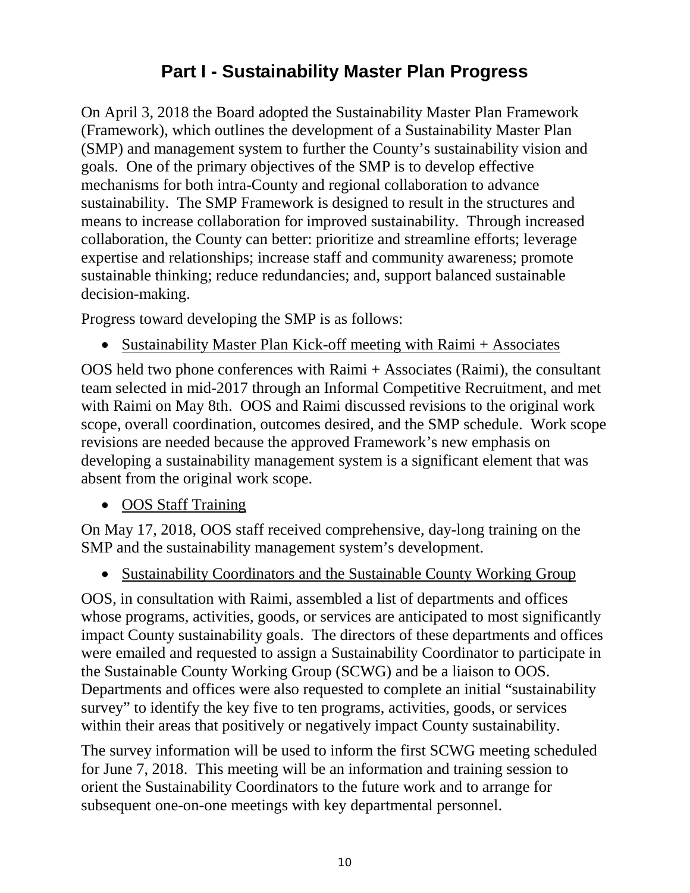# Part I - Sustainability Master Plan Progress

On April 3, 2018 the Board adopted the Sustainability Master Plan Framework (Framework), which outlines the development of a Sustainability Master Plan (SMP) and management system to further the County's sustainability vision and goals. One of the primary objectives of the SMP is to develop effective mechanisms for both intra-County and regional collaboration to advance sustainability. The SMP Framework is designed to result in the structures and means to increase collaboration for improved sustainability. Through increased collaboration, the County can better: prioritize and streamline efforts; leverage expertise and relationships; increase staff and community awareness; promote sustainable thinking; reduce redundancies; and, support balanced sustainable decision-making.

Progress toward developing the SMP is as follows:

- Sustainability Master Plan Kick-off meeting with Raimi + Associates

OOS held two phone conferences with Raimi + Associates (Raimi), the consultant team selected in mid-2017 through an Informal Competitive Recruitment, and met with Raimi on May 8th. OOS and Raimi discussed revisions to the original work scope, overall coordination, outcomes desired, and the SMP schedule. Work scope revisions are needed because the approved Framework's new emphasis on developing a sustainability management system is a significant element that was absent from the original work scope.

- OOS Staff Training

On May 17, 2018, OOS staff received comprehensive, day-long training on the SMP and the sustainability management system's development.

- Sustainability Coordinators and the Sustainable County Working Group

OOS, in consultation with Raimi, assembled a list of departments and offices whose programs, activities, goods, or services are anticipated to most significantly impact County sustainability goals. The directors of these departments and offices were emailed and requested to assign a Sustainability Coordinator to participate in the Sustainable County Working Group (SCWG) and be a liaison to OOS. Departments and offices were also requested to complete an initial "sustainability survey" to identify the key five to ten programs, activities, goods, or services within their areas that positively or negatively impact County sustainability.

The survey information will be used to inform the first SCWG meeting scheduled for June 7, 2018. This meeting will be an information and training session to orient the Sustainability Coordinators to the future work and to arrange for subsequent one-on-one meetings with key departmental personnel.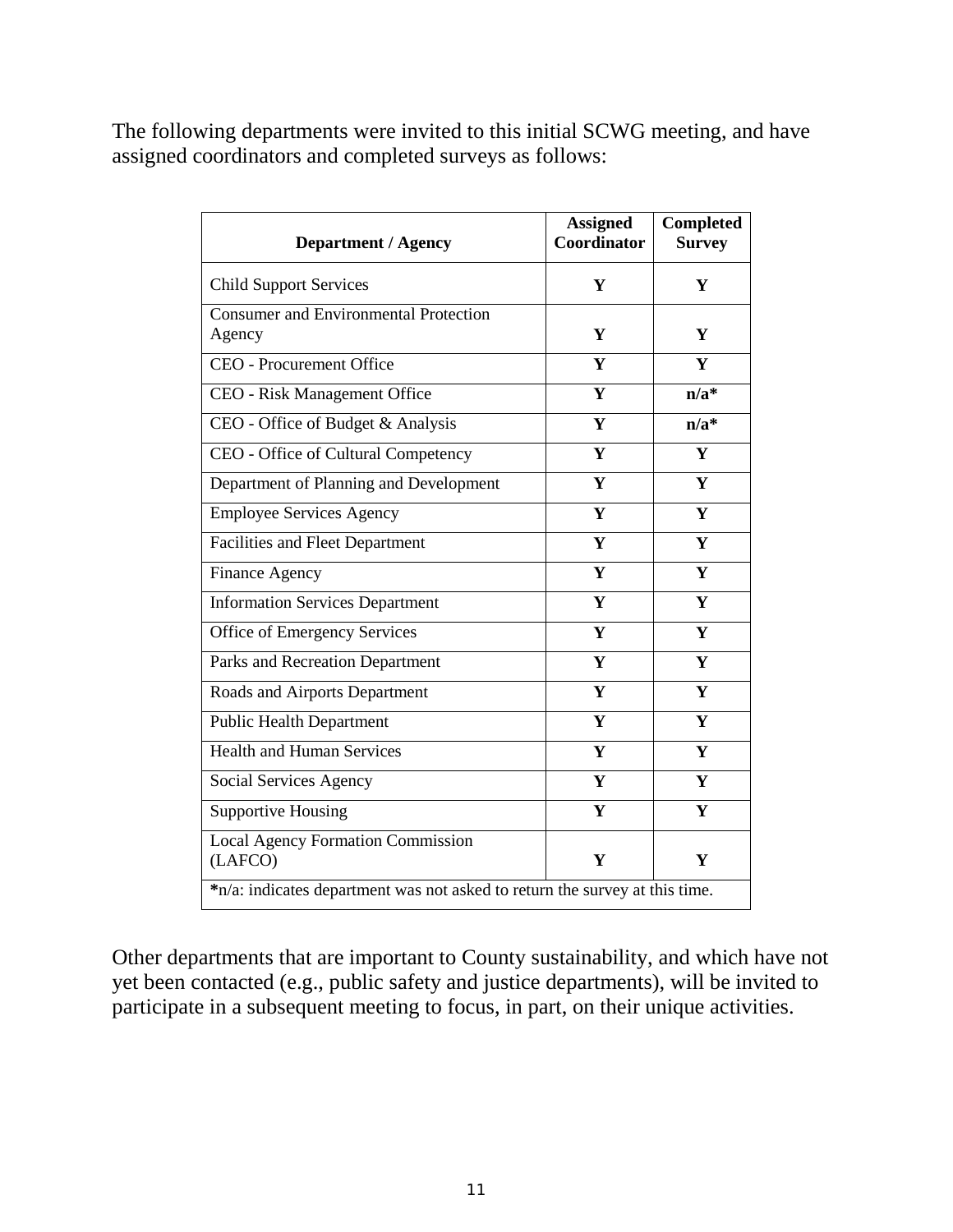The following departments were invited to this initial SCWG meeting, and have assigned coordinators and completed surveys as follows:

| Department / Agency | Assigned Coordinator | Completed Survey |
|---|---|---|
| Child Support Services | **Y** | **Y** |
| Consumer and Environmental Protection Agency | **Y** | **Y** |
| CEO - Procurement Office | **Y** | **Y** |
| CEO - Risk Management Office | **Y** | **n/a*** |
| CEO - Office of Budget & Analysis | **Y** | **n/a*** |
| CEO - Office of Cultural Competency | **Y** | **Y** |
| Department of Planning and Development | **Y** | **Y** |
| Employee Services Agency | **Y** | **Y** |
| Facilities and Fleet Department | **Y** | **Y** |
| Finance Agency | **Y** | **Y** |
| Information Services Department | **Y** | **Y** |
| Office of Emergency Services | **Y** | **Y** |
| Parks and Recreation Department | **Y** | **Y** |
| Roads and Airports Department | **Y** | **Y** |
| Public Health Department | **Y** | **Y** |
| Health and Human Services | **Y** | **Y** |
| Social Services Agency | **Y** | **Y** |
| Supportive Housing | **Y** | **Y** |
| Local Agency Formation Commission (LAFCO) | **Y** | **Y** |
| ***n/a: indicates department was not asked to return the survey at this time.** | | |

Other departments that are important to County sustainability, and which have not yet been contacted (e.g., public safety and justice departments), will be invited to participate in a subsequent meeting to focus, in part, on their unique activities.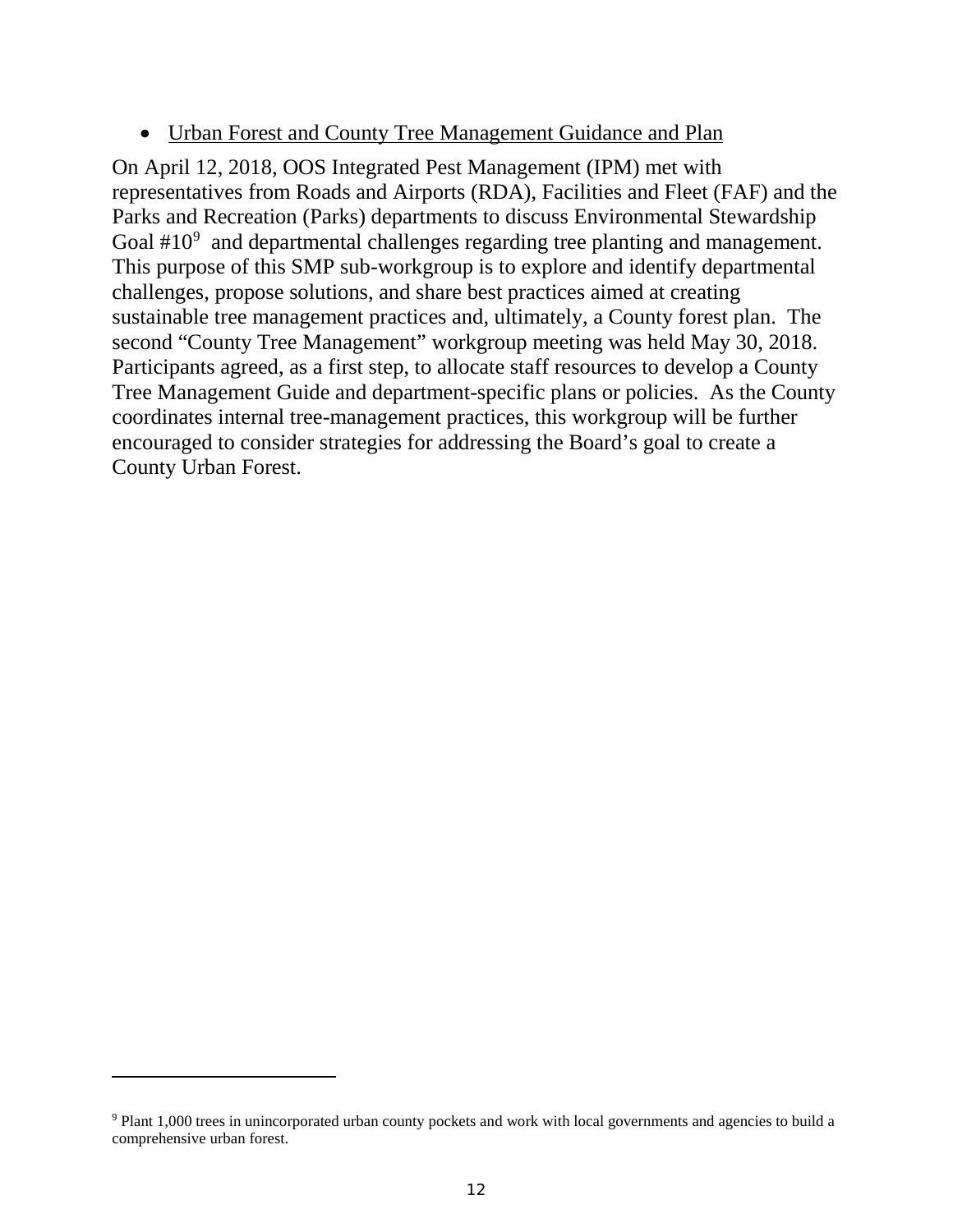- Urban Forest and County Tree Management Guidance and Plan

On April 12, 2018, OOS Integrated Pest Management (IPM) met with representatives from Roads and Airports (RDA), Facilities and Fleet (FAF) and the Parks and Recreation (Parks) departments to discuss Environmental Stewardship Goal #10[9] and departmental challenges regarding tree planting and management. This purpose of this SMP sub-workgroup is to explore and identify departmental challenges, propose solutions, and share best practices aimed at creating sustainable tree management practices and, ultimately, a County forest plan. The second "County Tree Management" workgroup meeting was held May 30, 2018. Participants agreed, as a first step, to allocate staff resources to develop a County Tree Management Guide and department-specific plans or policies. As the County coordinates internal tree-management practices, this workgroup will be further encouraged to consider strategies for addressing the Board's goal to create a County Urban Forest.

---

[9] Plant 1,000 trees in unincorporated urban county pockets and work with local governments and agencies to build a comprehensive urban forest.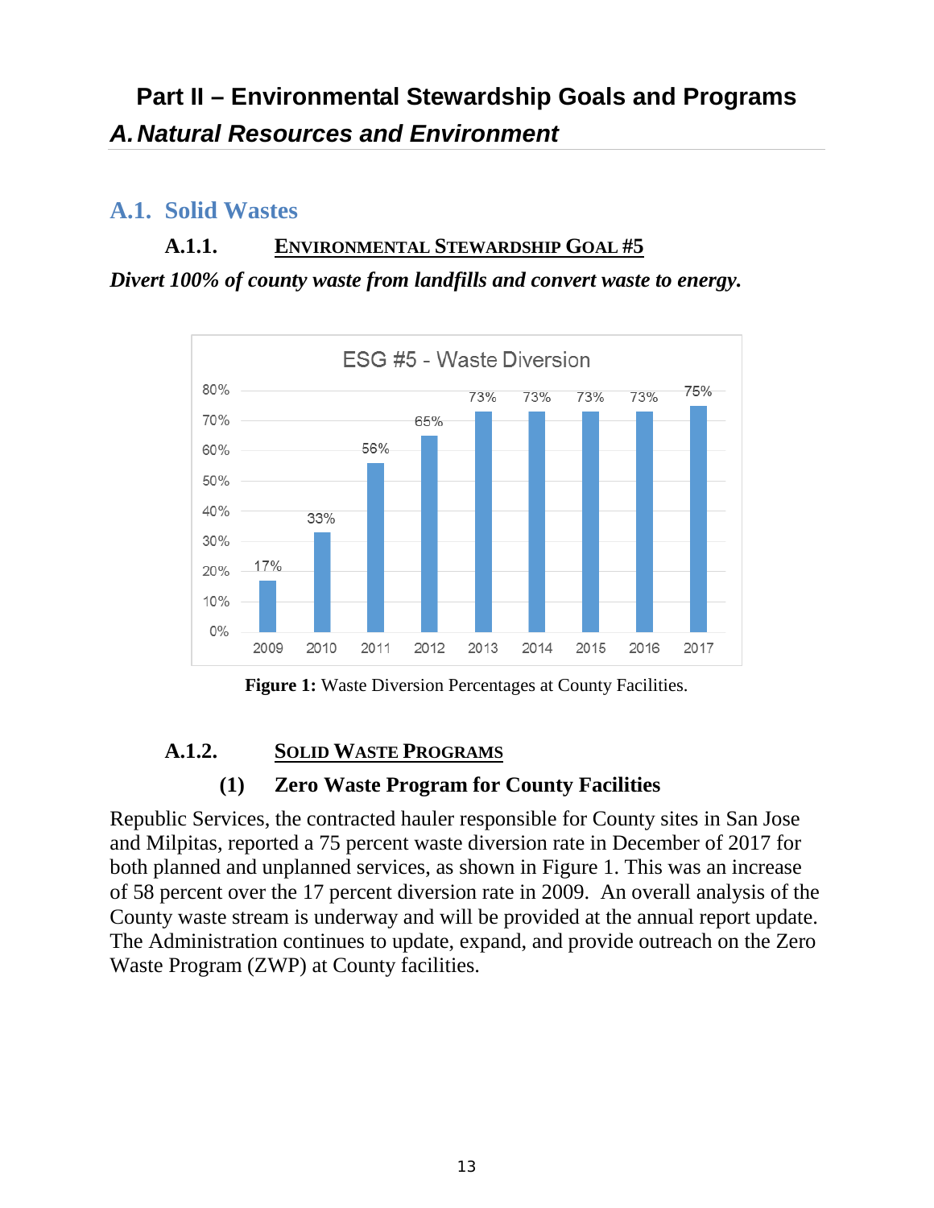# Part II – Environmental Stewardship Goals and Programs

## *A. Natural Resources and Environment*

### A.1. Solid Wastes

#### A.1.1. Environmental Stewardship Goal #5

***Divert 100% of county waste from landfills and convert waste to energy.***

ESG #5 - Waste Diversion

| Year | Waste Diversion |
|---|---|
| 2009 | 17% |
| 2010 | 33% |
| 2011 | 56% |
| 2012 | 65% |
| 2013 | 73% |
| 2014 | 73% |
| 2015 | 73% |
| 2016 | 73% |
| 2017 | 75% |

**Figure 1:** Waste Diversion Percentages at County Facilities.

#### A.1.2. Solid Waste Programs

##### (1) Zero Waste Program for County Facilities

Republic Services, the contracted hauler responsible for County sites in San Jose and Milpitas, reported a 75 percent waste diversion rate in December of 2017 for both planned and unplanned services, as shown in Figure 1. This was an increase of 58 percent over the 17 percent diversion rate in 2009. An overall analysis of the County waste stream is underway and will be provided at the annual report update. The Administration continues to update, expand, and provide outreach on the Zero Waste Program (ZWP) at County facilities.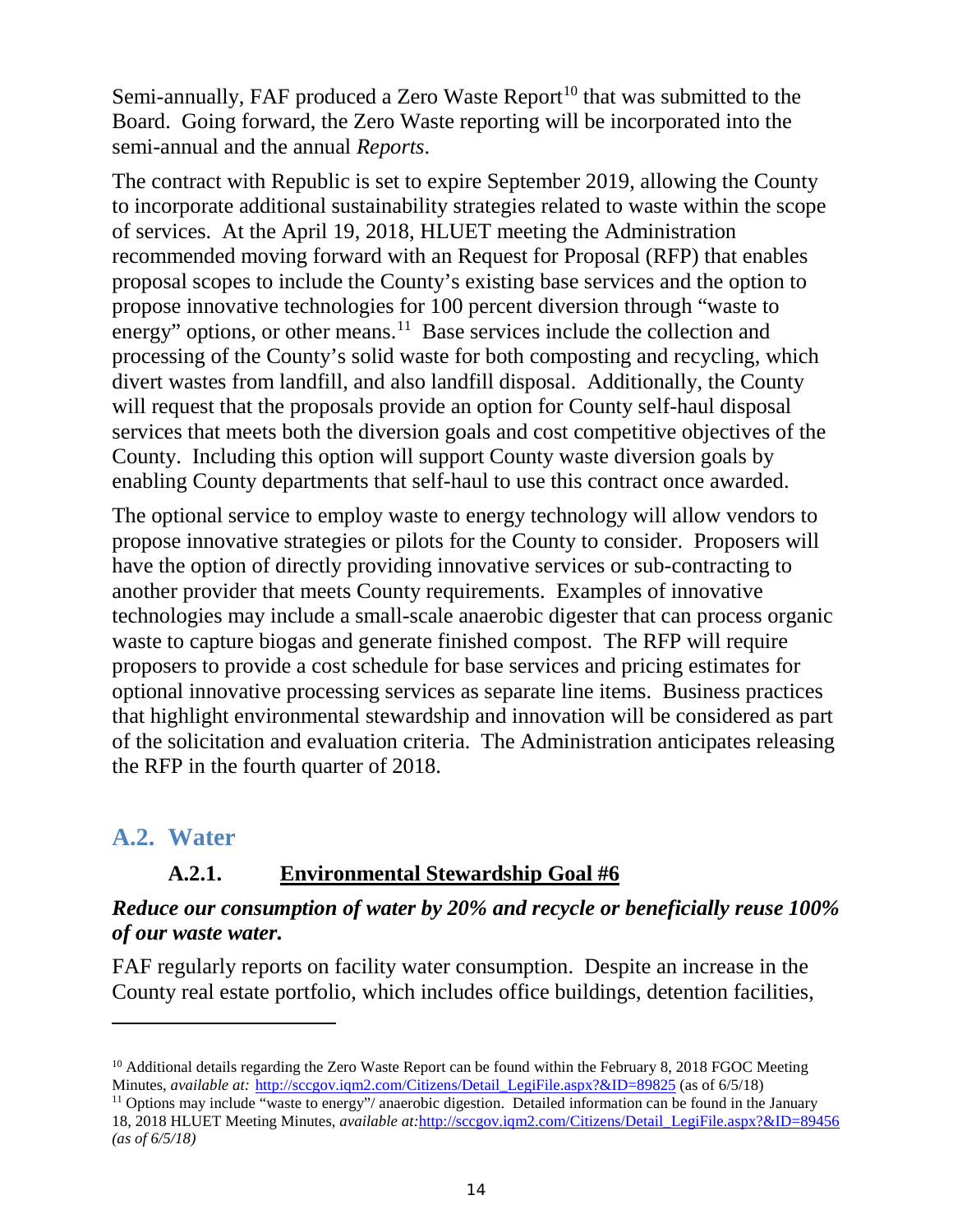Semi-annually, FAF produced a Zero Waste Report[10] that was submitted to the Board. Going forward, the Zero Waste reporting will be incorporated into the semi-annual and the annual *Reports*.

The contract with Republic is set to expire September 2019, allowing the County to incorporate additional sustainability strategies related to waste within the scope of services. At the April 19, 2018, HLUET meeting the Administration recommended moving forward with an Request for Proposal (RFP) that enables proposal scopes to include the County's existing base services and the option to propose innovative technologies for 100 percent diversion through "waste to energy" options, or other means.[11] Base services include the collection and processing of the County's solid waste for both composting and recycling, which divert wastes from landfill, and also landfill disposal. Additionally, the County will request that the proposals provide an option for County self-haul disposal services that meets both the diversion goals and cost competitive objectives of the County. Including this option will support County waste diversion goals by enabling County departments that self-haul to use this contract once awarded.

The optional service to employ waste to energy technology will allow vendors to propose innovative strategies or pilots for the County to consider. Proposers will have the option of directly providing innovative services or sub-contracting to another provider that meets County requirements. Examples of innovative technologies may include a small-scale anaerobic digester that can process organic waste to capture biogas and generate finished compost. The RFP will require proposers to provide a cost schedule for base services and pricing estimates for optional innovative processing services as separate line items. Business practices that highlight environmental stewardship and innovation will be considered as part of the solicitation and evaluation criteria. The Administration anticipates releasing the RFP in the fourth quarter of 2018.

## A.2. Water

### A.2.1. Environmental Stewardship Goal #6

***Reduce our consumption of water by 20% and recycle or beneficially reuse 100% of our waste water.***

FAF regularly reports on facility water consumption. Despite an increase in the County real estate portfolio, which includes office buildings, detention facilities,

---

[10] Additional details regarding the Zero Waste Report can be found within the February 8, 2018 FGOC Meeting Minutes, *available at:* http://sccgov.iqm2.com/Citizens/Detail_LegiFile.aspx?&ID=89825 (as of 6/5/18)

[11] Options may include "waste to energy"/ anaerobic digestion. Detailed information can be found in the January 18, 2018 HLUET Meeting Minutes, *available at:* http://sccgov.iqm2.com/Citizens/Detail_LegiFile.aspx?&ID=89456 *(as of 6/5/18)*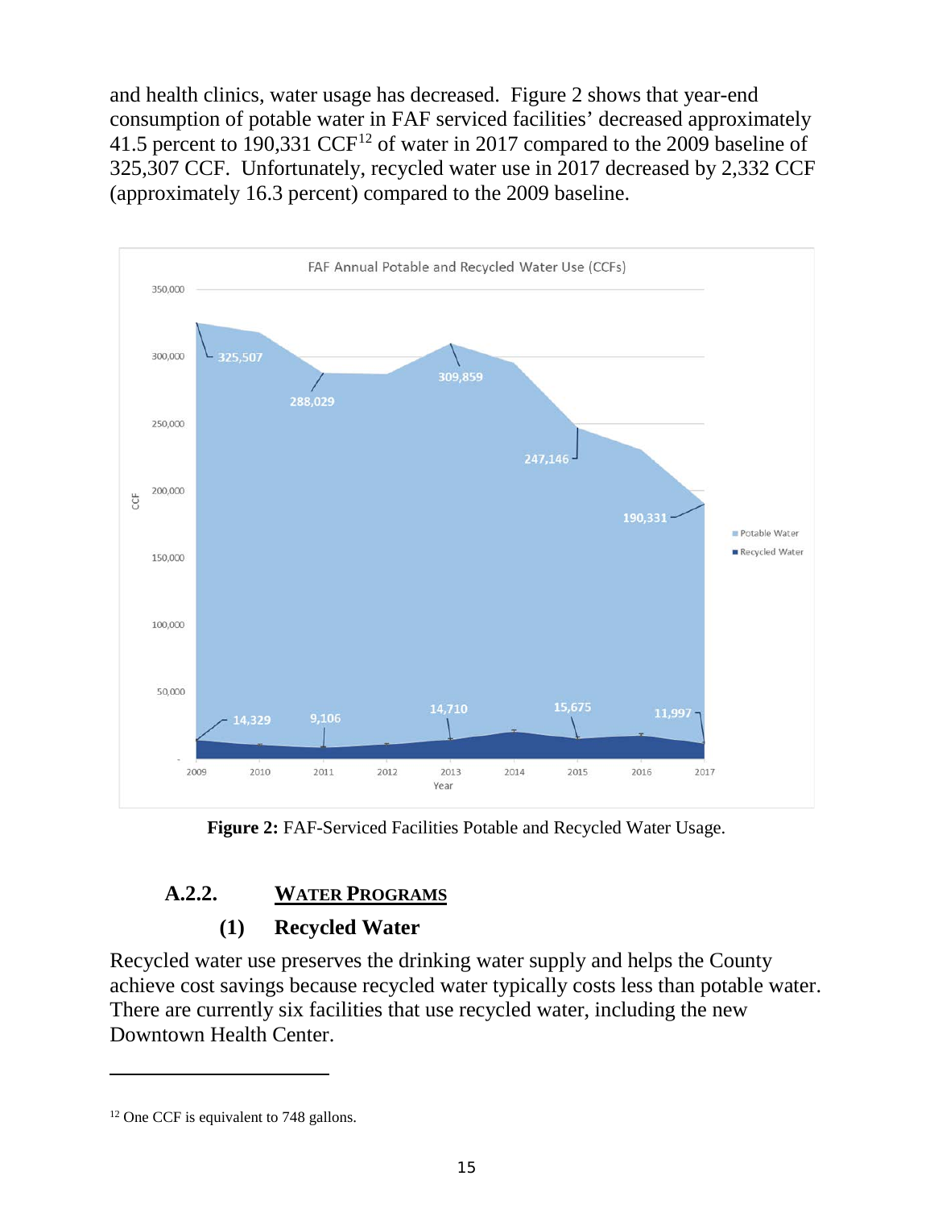and health clinics, water usage has decreased. Figure 2 shows that year-end consumption of potable water in FAF serviced facilities' decreased approximately 41.5 percent to 190,331 CCF[12] of water in 2017 compared to the 2009 baseline of 325,307 CCF. Unfortunately, recycled water use in 2017 decreased by 2,332 CCF (approximately 16.3 percent) compared to the 2009 baseline.

**Figure 2:** FAF-Serviced Facilities Potable and Recycled Water Usage.

## A.2.2. WATER PROGRAMS

### (1) Recycled Water

Recycled water use preserves the drinking water supply and helps the County achieve cost savings because recycled water typically costs less than potable water. There are currently six facilities that use recycled water, including the new Downtown Health Center.

[12] One CCF is equivalent to 748 gallons.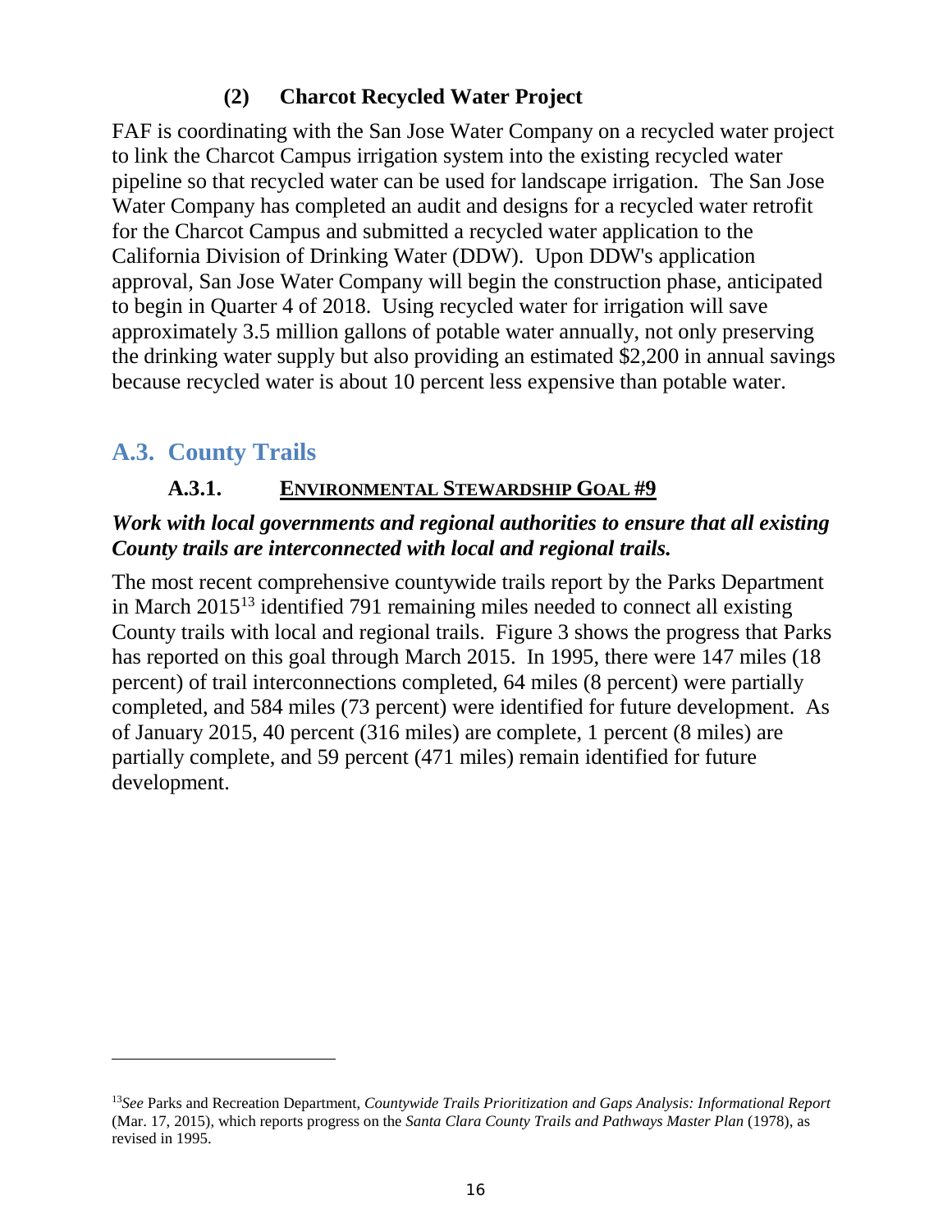#### (2) Charcot Recycled Water Project

FAF is coordinating with the San Jose Water Company on a recycled water project to link the Charcot Campus irrigation system into the existing recycled water pipeline so that recycled water can be used for landscape irrigation. The San Jose Water Company has completed an audit and designs for a recycled water retrofit for the Charcot Campus and submitted a recycled water application to the California Division of Drinking Water (DDW). Upon DDW's application approval, San Jose Water Company will begin the construction phase, anticipated to begin in Quarter 4 of 2018. Using recycled water for irrigation will save approximately 3.5 million gallons of potable water annually, not only preserving the drinking water supply but also providing an estimated $2,200 in annual savings because recycled water is about 10 percent less expensive than potable water.

## A.3. County Trails

### A.3.1. ENVIRONMENTAL STEWARDSHIP GOAL #9

***Work with local governments and regional authorities to ensure that all existing County trails are interconnected with local and regional trails.***

The most recent comprehensive countywide trails report by the Parks Department in March 2015[13] identified 791 remaining miles needed to connect all existing County trails with local and regional trails. Figure 3 shows the progress that Parks has reported on this goal through March 2015. In 1995, there were 147 miles (18 percent) of trail interconnections completed, 64 miles (8 percent) were partially completed, and 584 miles (73 percent) were identified for future development. As of January 2015, 40 percent (316 miles) are complete, 1 percent (8 miles) are partially complete, and 59 percent (471 miles) remain identified for future development.

---

[13] *See* Parks and Recreation Department, *Countywide Trails Prioritization and Gaps Analysis: Informational Report* (Mar. 17, 2015), which reports progress on the *Santa Clara County Trails and Pathways Master Plan* (1978), as revised in 1995.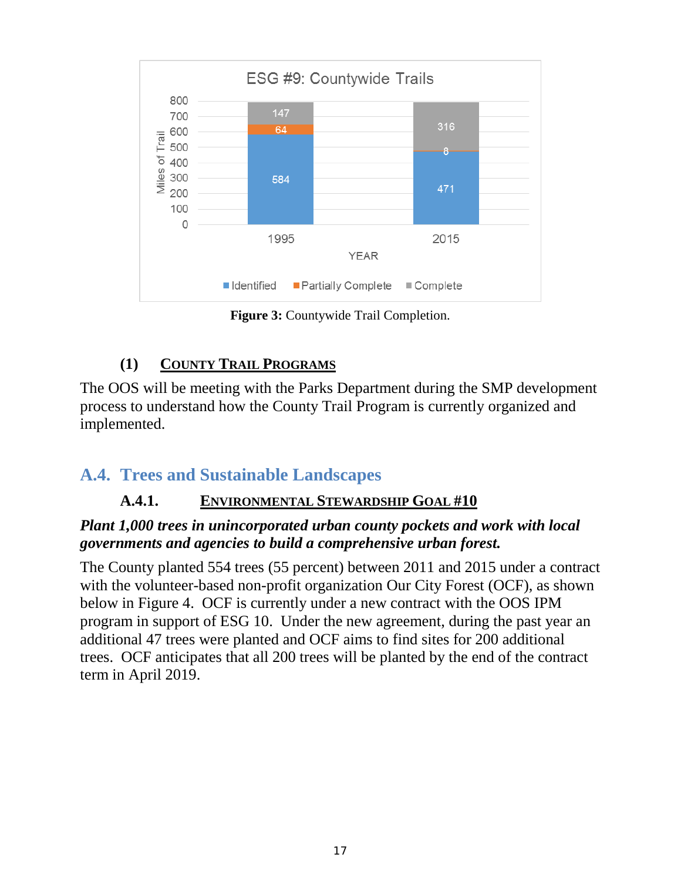Figure 3: Countywide Trail Completion.

| YEAR | Identified | Partially Complete | Complete |
|---|---|---|---|
| 1995 | 584 | 64 | 147 |
| 2015 | 471 | 8 | 316 |

**Figure 3:** Countywide Trail Completion.

#### (1) COUNTY TRAIL PROGRAMS

The OOS will be meeting with the Parks Department during the SMP development process to understand how the County Trail Program is currently organized and implemented.

## A.4. Trees and Sustainable Landscapes

### A.4.1. ENVIRONMENTAL STEWARDSHIP GOAL #10

***Plant 1,000 trees in unincorporated urban county pockets and work with local governments and agencies to build a comprehensive urban forest.***

The County planted 554 trees (55 percent) between 2011 and 2015 under a contract with the volunteer-based non-profit organization Our City Forest (OCF), as shown below in Figure 4. OCF is currently under a new contract with the OOS IPM program in support of ESG 10. Under the new agreement, during the past year an additional 47 trees were planted and OCF aims to find sites for 200 additional trees. OCF anticipates that all 200 trees will be planted by the end of the contract term in April 2019.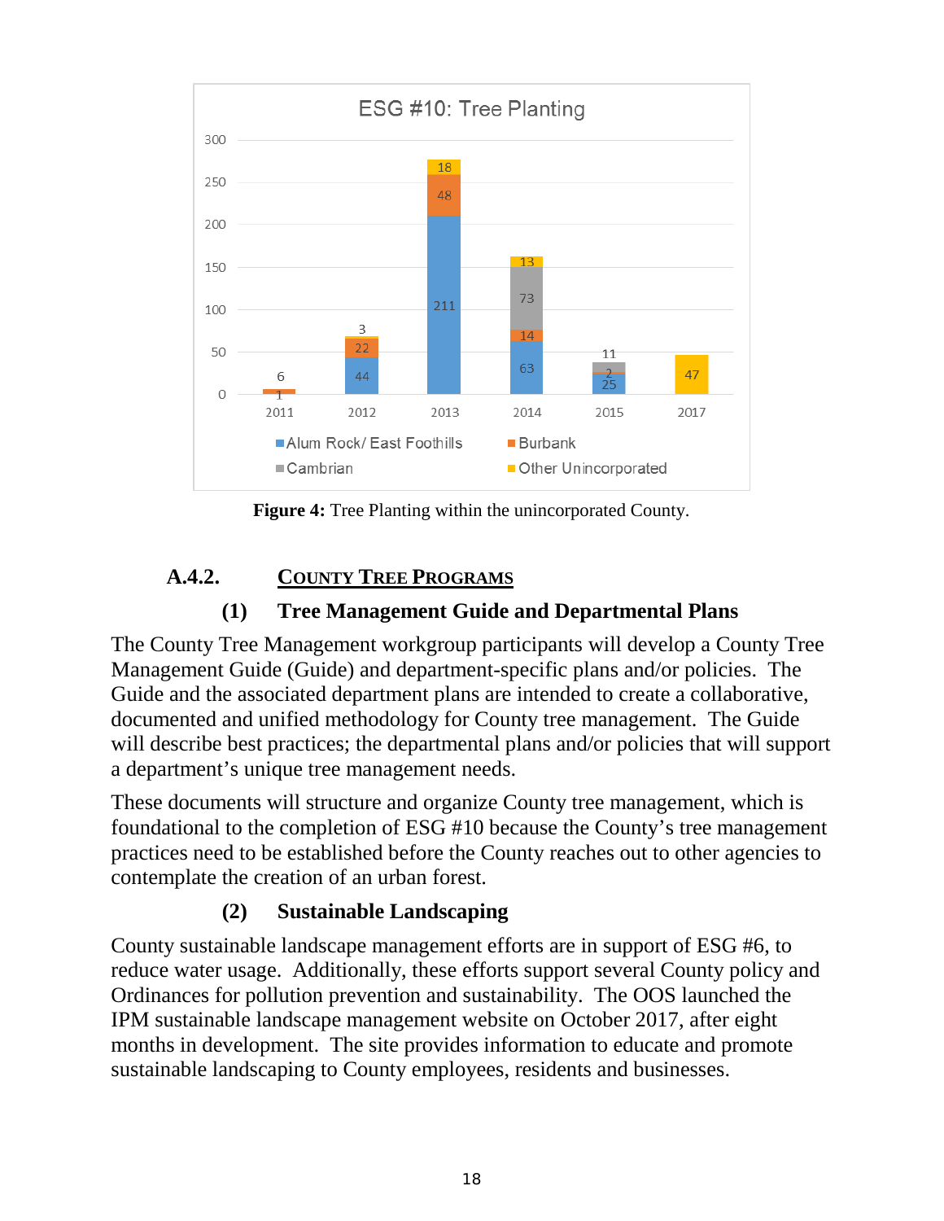ESG #10: Tree Planting

| Year | Alum Rock/ East Foothills | Burbank | Cambrian | Other Unincorporated |
|---|---|---|---|---|
| 2011 | | 1 | | 6 |
| 2012 | 44 | 22 | | 3 |
| 2013 | 211 | 48 | | 18 |
| 2014 | 63 | 14 | 73 | 13 |
| 2015 | 25 | 2 | 11 | |
| 2017 | | | | 47 |

**Figure 4:** Tree Planting within the unincorporated County.

### A.4.2. COUNTY TREE PROGRAMS

#### (1) Tree Management Guide and Departmental Plans

The County Tree Management workgroup participants will develop a County Tree Management Guide (Guide) and department-specific plans and/or policies. The Guide and the associated department plans are intended to create a collaborative, documented and unified methodology for County tree management. The Guide will describe best practices; the departmental plans and/or policies that will support a department's unique tree management needs.

These documents will structure and organize County tree management, which is foundational to the completion of ESG #10 because the County's tree management practices need to be established before the County reaches out to other agencies to contemplate the creation of an urban forest.

#### (2) Sustainable Landscaping

County sustainable landscape management efforts are in support of ESG #6, to reduce water usage. Additionally, these efforts support several County policy and Ordinances for pollution prevention and sustainability. The OOS launched the IPM sustainable landscape management website on October 2017, after eight months in development. The site provides information to educate and promote sustainable landscaping to County employees, residents and businesses.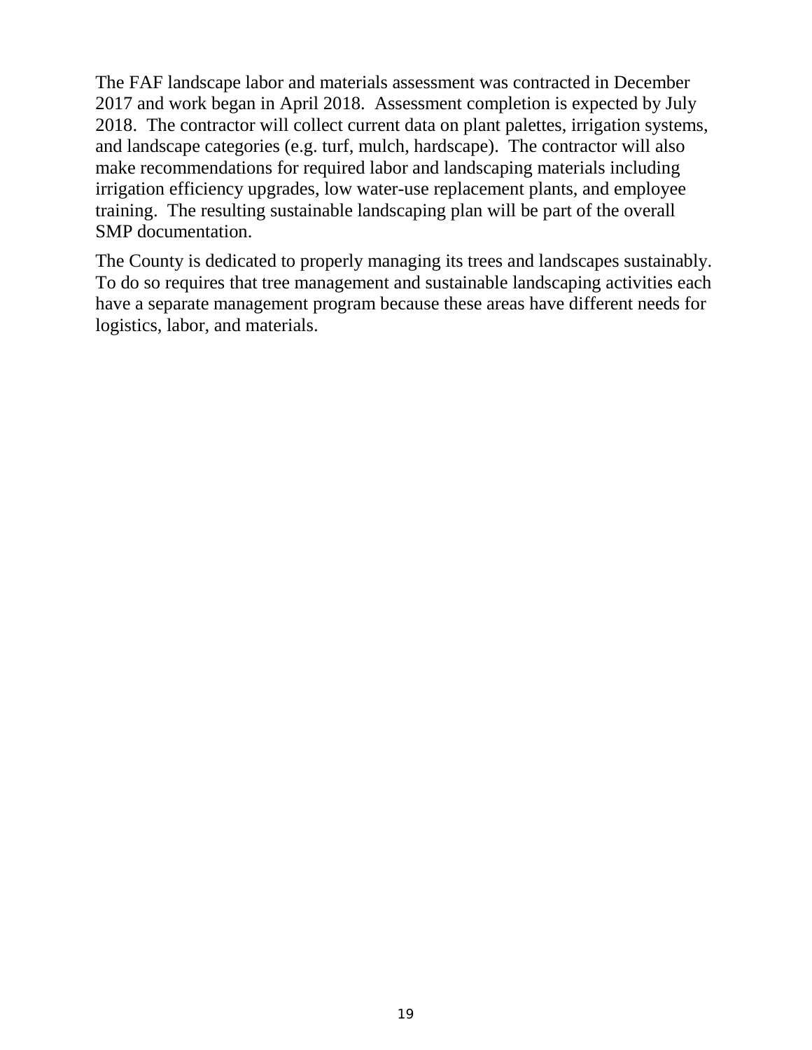The FAF landscape labor and materials assessment was contracted in December 2017 and work began in April 2018. Assessment completion is expected by July 2018. The contractor will collect current data on plant palettes, irrigation systems, and landscape categories (e.g. turf, mulch, hardscape). The contractor will also make recommendations for required labor and landscaping materials including irrigation efficiency upgrades, low water-use replacement plants, and employee training. The resulting sustainable landscaping plan will be part of the overall SMP documentation.

The County is dedicated to properly managing its trees and landscapes sustainably. To do so requires that tree management and sustainable landscaping activities each have a separate management program because these areas have different needs for logistics, labor, and materials.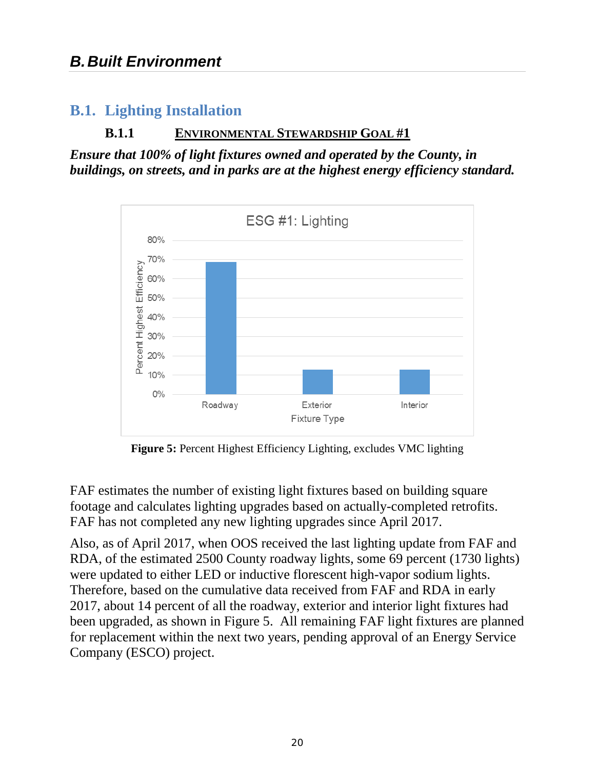# B. Built Environment

## B.1. Lighting Installation

### B.1.1 ENVIRONMENTAL STEWARDSHIP GOAL #1

***Ensure that 100% of light fixtures owned and operated by the County, in buildings, on streets, and in parks are at the highest energy efficiency standard.***

**Figure 5:** Percent Highest Efficiency Lighting, excludes VMC lighting

FAF estimates the number of existing light fixtures based on building square footage and calculates lighting upgrades based on actually-completed retrofits. FAF has not completed any new lighting upgrades since April 2017.

Also, as of April 2017, when OOS received the last lighting update from FAF and RDA, of the estimated 2500 County roadway lights, some 69 percent (1730 lights) were updated to either LED or inductive florescent high-vapor sodium lights. Therefore, based on the cumulative data received from FAF and RDA in early 2017, about 14 percent of all the roadway, exterior and interior light fixtures had been upgraded, as shown in Figure 5. All remaining FAF light fixtures are planned for replacement within the next two years, pending approval of an Energy Service Company (ESCO) project.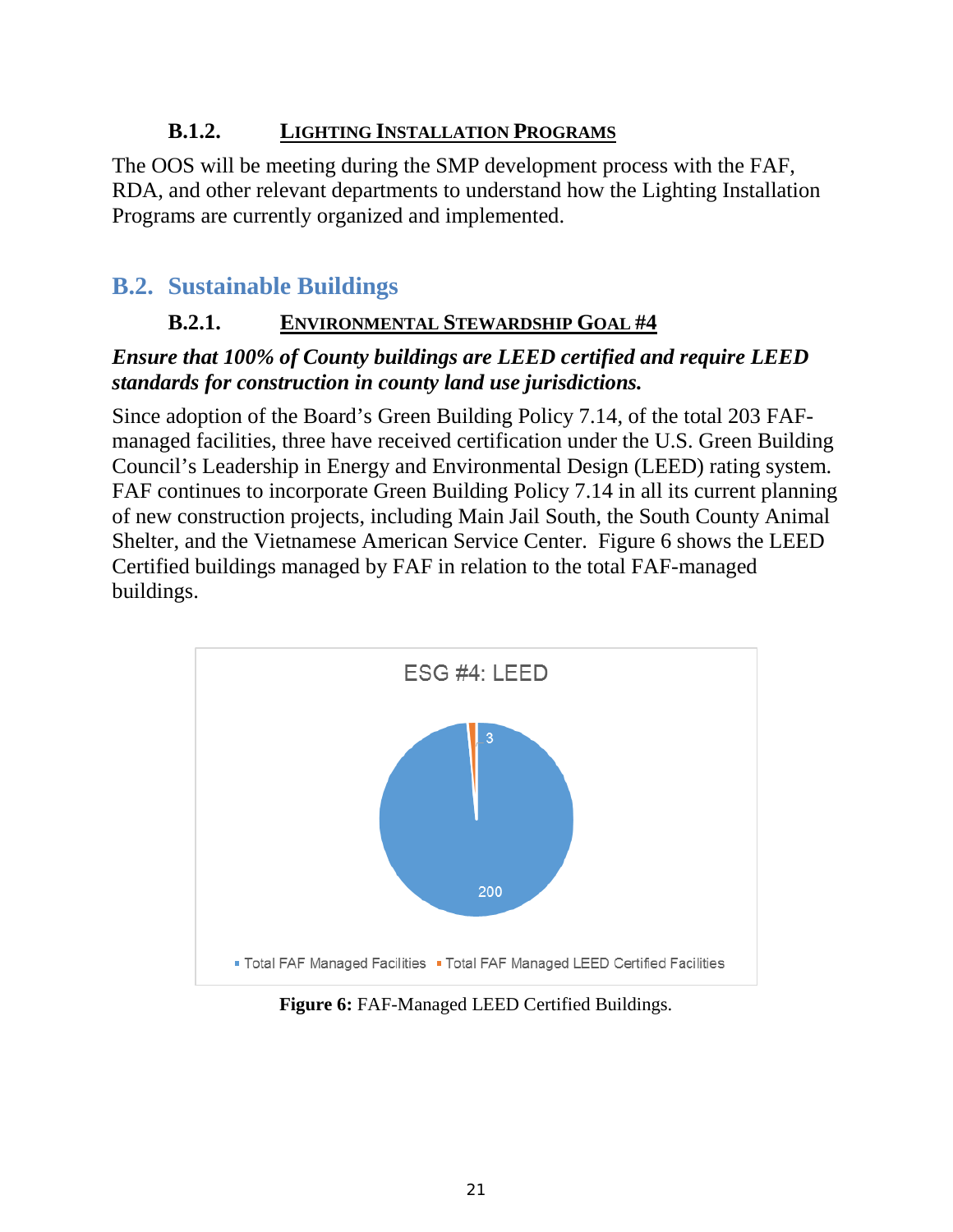#### B.1.2. LIGHTING INSTALLATION PROGRAMS

The OOS will be meeting during the SMP development process with the FAF, RDA, and other relevant departments to understand how the Lighting Installation Programs are currently organized and implemented.

## B.2. Sustainable Buildings

#### B.2.1. ENVIRONMENTAL STEWARDSHIP GOAL #4

***Ensure that 100% of County buildings are LEED certified and require LEED standards for construction in county land use jurisdictions.***

Since adoption of the Board's Green Building Policy 7.14, of the total 203 FAF-managed facilities, three have received certification under the U.S. Green Building Council's Leadership in Energy and Environmental Design (LEED) rating system. FAF continues to incorporate Green Building Policy 7.14 in all its current planning of new construction projects, including Main Jail South, the South County Animal Shelter, and the Vietnamese American Service Center. Figure 6 shows the LEED Certified buildings managed by FAF in relation to the total FAF-managed buildings.

ESG #4: LEED

| Category | Count |
|---|---|
| Total FAF Managed Facilities | 200 |
| Total FAF Managed LEED Certified Facilities | 3 |

**Figure 6:** FAF-Managed LEED Certified Buildings.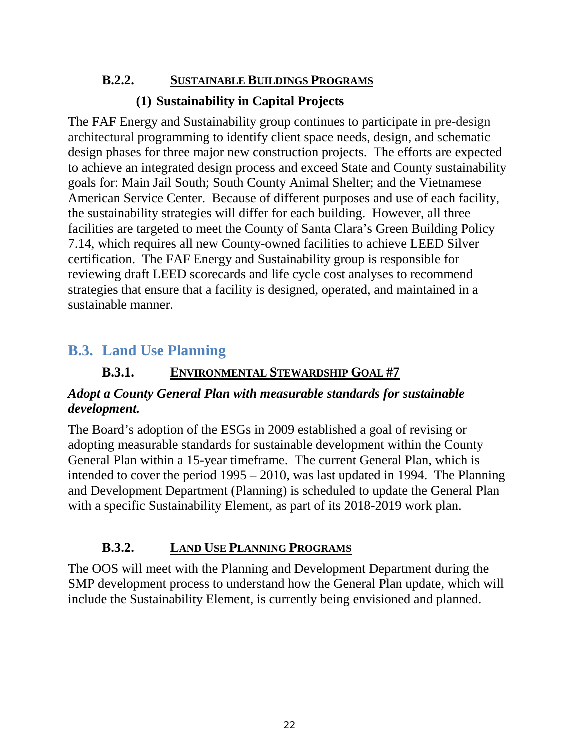#### B.2.2. SUSTAINABLE BUILDINGS PROGRAMS

##### (1) Sustainability in Capital Projects

The FAF Energy and Sustainability group continues to participate in pre-design architectural programming to identify client space needs, design, and schematic design phases for three major new construction projects. The efforts are expected to achieve an integrated design process and exceed State and County sustainability goals for: Main Jail South; South County Animal Shelter; and the Vietnamese American Service Center. Because of different purposes and use of each facility, the sustainability strategies will differ for each building. However, all three facilities are targeted to meet the County of Santa Clara's Green Building Policy 7.14, which requires all new County-owned facilities to achieve LEED Silver certification. The FAF Energy and Sustainability group is responsible for reviewing draft LEED scorecards and life cycle cost analyses to recommend strategies that ensure that a facility is designed, operated, and maintained in a sustainable manner.

### B.3. Land Use Planning

#### B.3.1. ENVIRONMENTAL STEWARDSHIP GOAL #7

***Adopt a County General Plan with measurable standards for sustainable development.***

The Board's adoption of the ESGs in 2009 established a goal of revising or adopting measurable standards for sustainable development within the County General Plan within a 15-year timeframe. The current General Plan, which is intended to cover the period 1995 – 2010, was last updated in 1994. The Planning and Development Department (Planning) is scheduled to update the General Plan with a specific Sustainability Element, as part of its 2018-2019 work plan.

#### B.3.2. LAND USE PLANNING PROGRAMS

The OOS will meet with the Planning and Development Department during the SMP development process to understand how the General Plan update, which will include the Sustainability Element, is currently being envisioned and planned.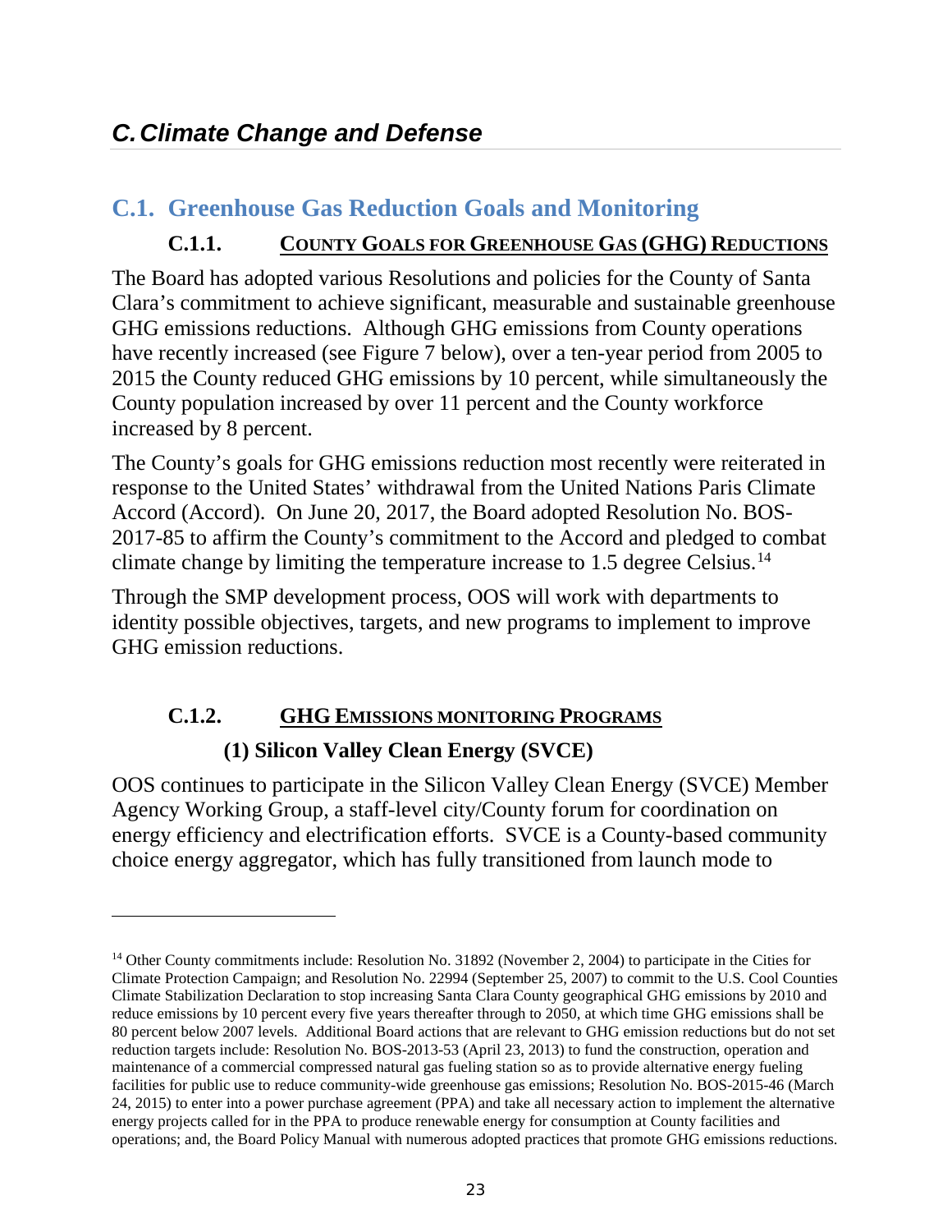## *C. Climate Change and Defense*

### C.1. Greenhouse Gas Reduction Goals and Monitoring

#### C.1.1. COUNTY GOALS FOR GREENHOUSE GAS (GHG) REDUCTIONS

The Board has adopted various Resolutions and policies for the County of Santa Clara's commitment to achieve significant, measurable and sustainable greenhouse GHG emissions reductions. Although GHG emissions from County operations have recently increased (see Figure 7 below), over a ten-year period from 2005 to 2015 the County reduced GHG emissions by 10 percent, while simultaneously the County population increased by over 11 percent and the County workforce increased by 8 percent.

The County's goals for GHG emissions reduction most recently were reiterated in response to the United States' withdrawal from the United Nations Paris Climate Accord (Accord). On June 20, 2017, the Board adopted Resolution No. BOS-2017-85 to affirm the County's commitment to the Accord and pledged to combat climate change by limiting the temperature increase to 1.5 degree Celsius.[14]

Through the SMP development process, OOS will work with departments to identity possible objectives, targets, and new programs to implement to improve GHG emission reductions.

#### C.1.2. GHG EMISSIONS MONITORING PROGRAMS

**(1) Silicon Valley Clean Energy (SVCE)**

OOS continues to participate in the Silicon Valley Clean Energy (SVCE) Member Agency Working Group, a staff-level city/County forum for coordination on energy efficiency and electrification efforts. SVCE is a County-based community choice energy aggregator, which has fully transitioned from launch mode to

---

[14] Other County commitments include: Resolution No. 31892 (November 2, 2004) to participate in the Cities for Climate Protection Campaign; and Resolution No. 22994 (September 25, 2007) to commit to the U.S. Cool Counties Climate Stabilization Declaration to stop increasing Santa Clara County geographical GHG emissions by 2010 and reduce emissions by 10 percent every five years thereafter through to 2050, at which time GHG emissions shall be 80 percent below 2007 levels. Additional Board actions that are relevant to GHG emission reductions but do not set reduction targets include: Resolution No. BOS-2013-53 (April 23, 2013) to fund the construction, operation and maintenance of a commercial compressed natural gas fueling station so as to provide alternative energy fueling facilities for public use to reduce community-wide greenhouse gas emissions; Resolution No. BOS-2015-46 (March 24, 2015) to enter into a power purchase agreement (PPA) and take all necessary action to implement the alternative energy projects called for in the PPA to produce renewable energy for consumption at County facilities and operations; and, the Board Policy Manual with numerous adopted practices that promote GHG emissions reductions.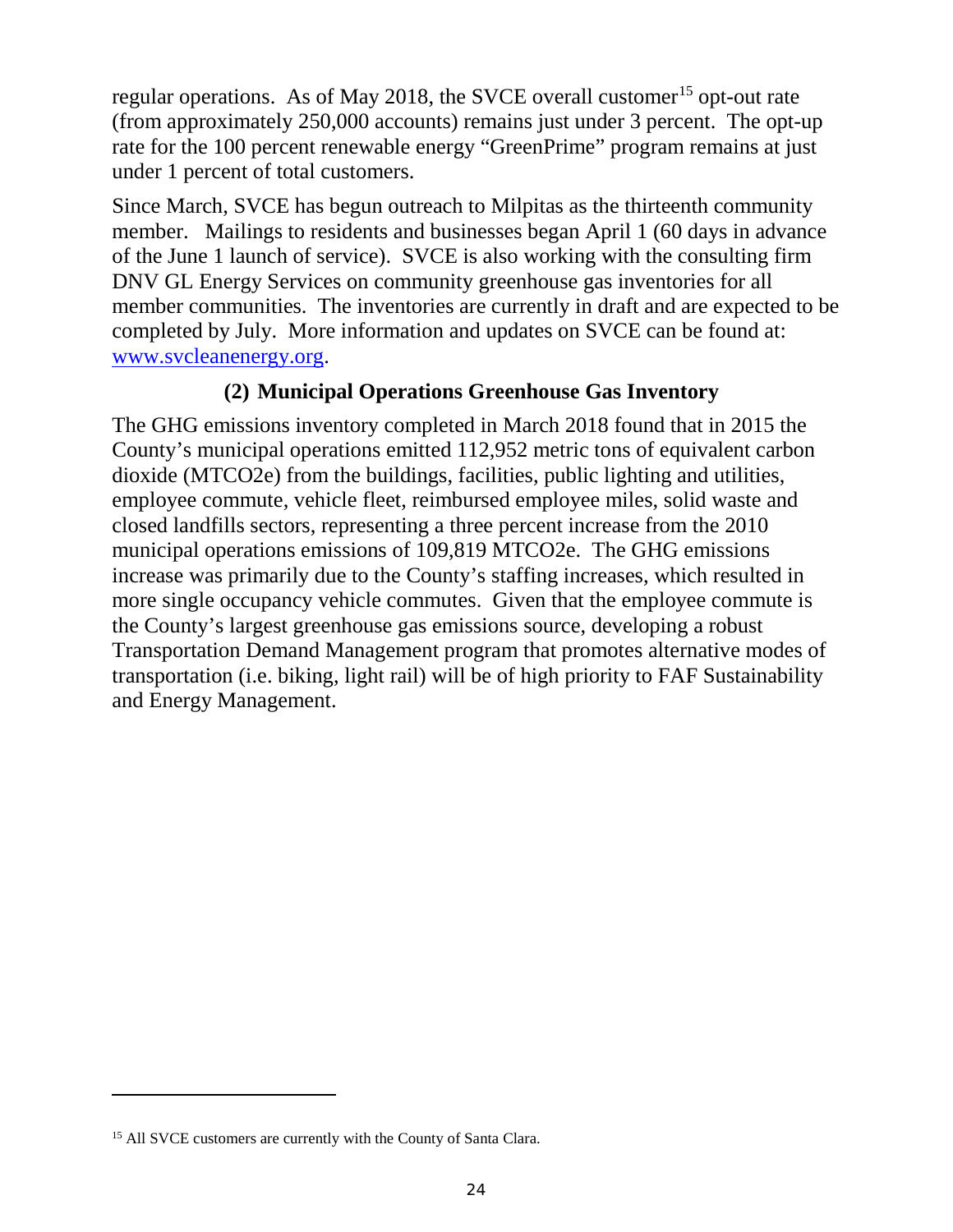regular operations. As of May 2018, the SVCE overall customer[15] opt-out rate (from approximately 250,000 accounts) remains just under 3 percent. The opt-up rate for the 100 percent renewable energy "GreenPrime" program remains at just under 1 percent of total customers.

Since March, SVCE has begun outreach to Milpitas as the thirteenth community member. Mailings to residents and businesses began April 1 (60 days in advance of the June 1 launch of service). SVCE is also working with the consulting firm DNV GL Energy Services on community greenhouse gas inventories for all member communities. The inventories are currently in draft and are expected to be completed by July. More information and updates on SVCE can be found at: [www.svcleanenergy.org](http://www.svcleanenergy.org).

### (2) Municipal Operations Greenhouse Gas Inventory

The GHG emissions inventory completed in March 2018 found that in 2015 the County's municipal operations emitted 112,952 metric tons of equivalent carbon dioxide (MTCO2e) from the buildings, facilities, public lighting and utilities, employee commute, vehicle fleet, reimbursed employee miles, solid waste and closed landfills sectors, representing a three percent increase from the 2010 municipal operations emissions of 109,819 MTCO2e. The GHG emissions increase was primarily due to the County's staffing increases, which resulted in more single occupancy vehicle commutes. Given that the employee commute is the County's largest greenhouse gas emissions source, developing a robust Transportation Demand Management program that promotes alternative modes of transportation (i.e. biking, light rail) will be of high priority to FAF Sustainability and Energy Management.

---

[15] All SVCE customers are currently with the County of Santa Clara.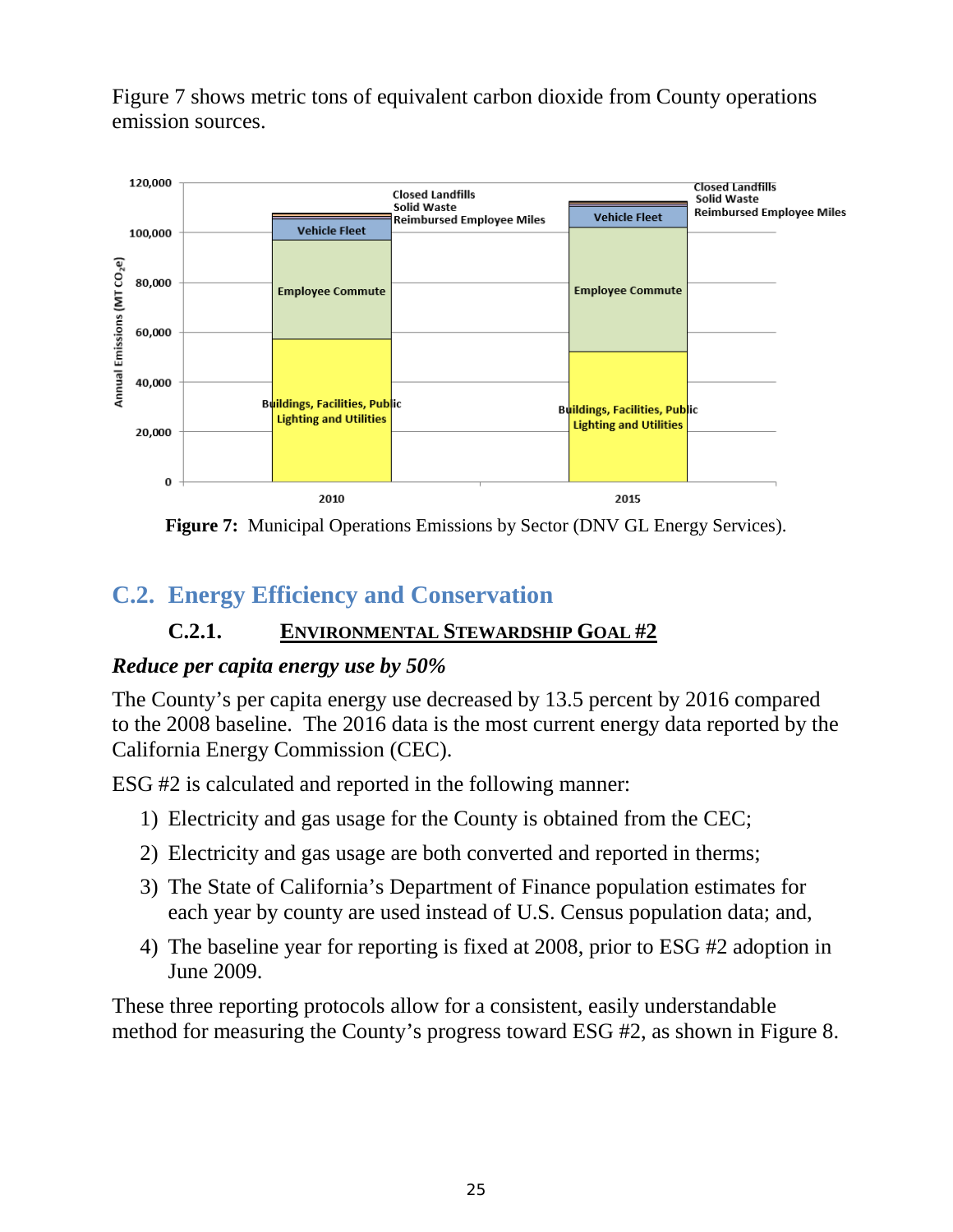Figure 7 shows metric tons of equivalent carbon dioxide from County operations emission sources.

**Figure 7:** Municipal Operations Emissions by Sector (DNV GL Energy Services).

## C.2. Energy Efficiency and Conservation

### C.2.1. ENVIRONMENTAL STEWARDSHIP GOAL #2

***Reduce per capita energy use by 50%***

The County's per capita energy use decreased by 13.5 percent by 2016 compared to the 2008 baseline. The 2016 data is the most current energy data reported by the California Energy Commission (CEC).

ESG #2 is calculated and reported in the following manner:

1) Electricity and gas usage for the County is obtained from the CEC;
2) Electricity and gas usage are both converted and reported in therms;
3) The State of California's Department of Finance population estimates for each year by county are used instead of U.S. Census population data; and,
4) The baseline year for reporting is fixed at 2008, prior to ESG #2 adoption in June 2009.

These three reporting protocols allow for a consistent, easily understandable method for measuring the County's progress toward ESG #2, as shown in Figure 8.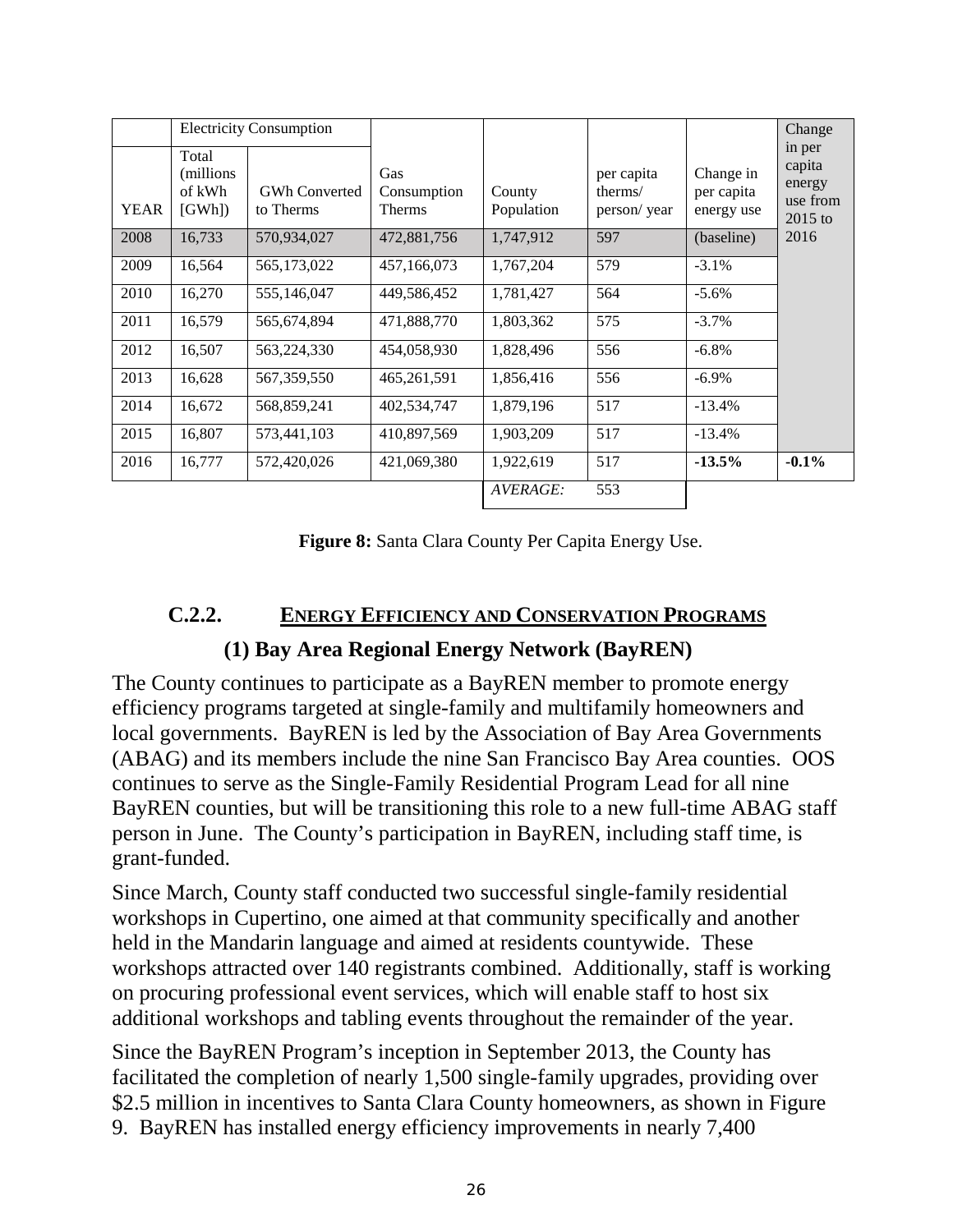| | Electricity Consumption | | | | | | Change in per capita energy use from 2015 to 2016 |
|---|---|---|---|---|---|---|---|
| YEAR | Total (millions of kWh [GWh]) | GWh Converted to Therms | Gas Consumption Therms | County Population | per capita therms/ person/ year | Change in per capita energy use | |
| 2008 | 16,733 | 570,934,027 | 472,881,756 | 1,747,912 | 597 | (baseline) | |
| 2009 | 16,564 | 565,173,022 | 457,166,073 | 1,767,204 | 579 | -3.1% | |
| 2010 | 16,270 | 555,146,047 | 449,586,452 | 1,781,427 | 564 | -5.6% | |
| 2011 | 16,579 | 565,674,894 | 471,888,770 | 1,803,362 | 575 | -3.7% | |
| 2012 | 16,507 | 563,224,330 | 454,058,930 | 1,828,496 | 556 | -6.8% | |
| 2013 | 16,628 | 567,359,550 | 465,261,591 | 1,856,416 | 556 | -6.9% | |
| 2014 | 16,672 | 568,859,241 | 402,534,747 | 1,879,196 | 517 | -13.4% | |
| 2015 | 16,807 | 573,441,103 | 410,897,569 | 1,903,209 | 517 | -13.4% | |
| 2016 | 16,777 | 572,420,026 | 421,069,380 | 1,922,619 | 517 | **-13.5%** | **-0.1%** |
| | | | | *AVERAGE:* | 553 | | |

**Figure 8:** Santa Clara County Per Capita Energy Use.

### C.2.2. ENERGY EFFICIENCY AND CONSERVATION PROGRAMS

#### (1) Bay Area Regional Energy Network (BayREN)

The County continues to participate as a BayREN member to promote energy efficiency programs targeted at single-family and multifamily homeowners and local governments. BayREN is led by the Association of Bay Area Governments (ABAG) and its members include the nine San Francisco Bay Area counties. OOS continues to serve as the Single-Family Residential Program Lead for all nine BayREN counties, but will be transitioning this role to a new full-time ABAG staff person in June. The County's participation in BayREN, including staff time, is grant-funded.

Since March, County staff conducted two successful single-family residential workshops in Cupertino, one aimed at that community specifically and another held in the Mandarin language and aimed at residents countywide. These workshops attracted over 140 registrants combined. Additionally, staff is working on procuring professional event services, which will enable staff to host six additional workshops and tabling events throughout the remainder of the year.

Since the BayREN Program's inception in September 2013, the County has facilitated the completion of nearly 1,500 single-family upgrades, providing over $2.5 million in incentives to Santa Clara County homeowners, as shown in Figure 9. BayREN has installed energy efficiency improvements in nearly 7,400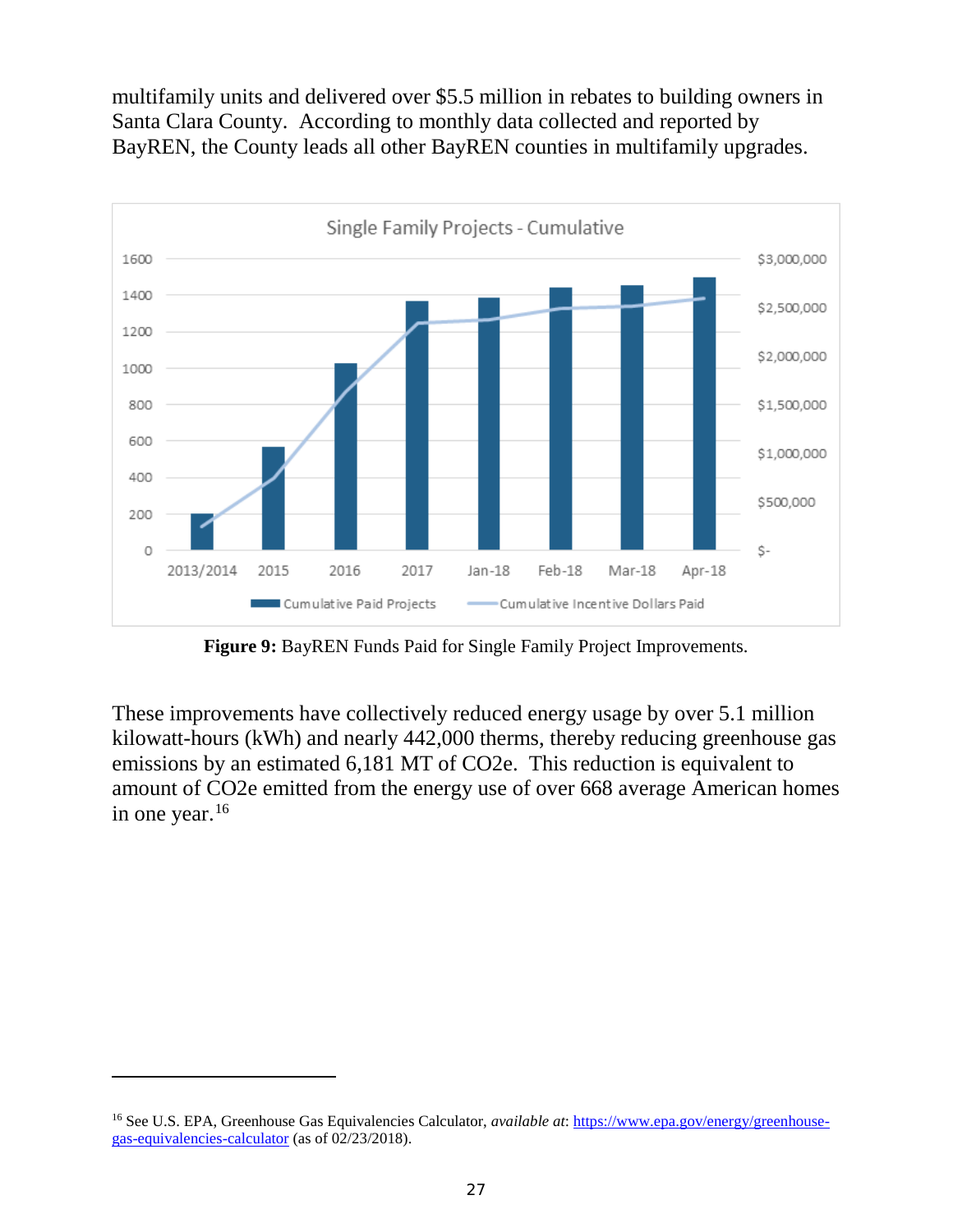multifamily units and delivered over $5.5 million in rebates to building owners in Santa Clara County. According to monthly data collected and reported by BayREN, the County leads all other BayREN counties in multifamily upgrades.

**Figure 9:** BayREN Funds Paid for Single Family Project Improvements.

These improvements have collectively reduced energy usage by over 5.1 million kilowatt-hours (kWh) and nearly 442,000 therms, thereby reducing greenhouse gas emissions by an estimated 6,181 MT of CO2e. This reduction is equivalent to amount of CO2e emitted from the energy use of over 668 average American homes in one year.[16]

[16] See U.S. EPA, Greenhouse Gas Equivalencies Calculator, *available at*: https://www.epa.gov/energy/greenhouse-gas-equivalencies-calculator (as of 02/23/2018).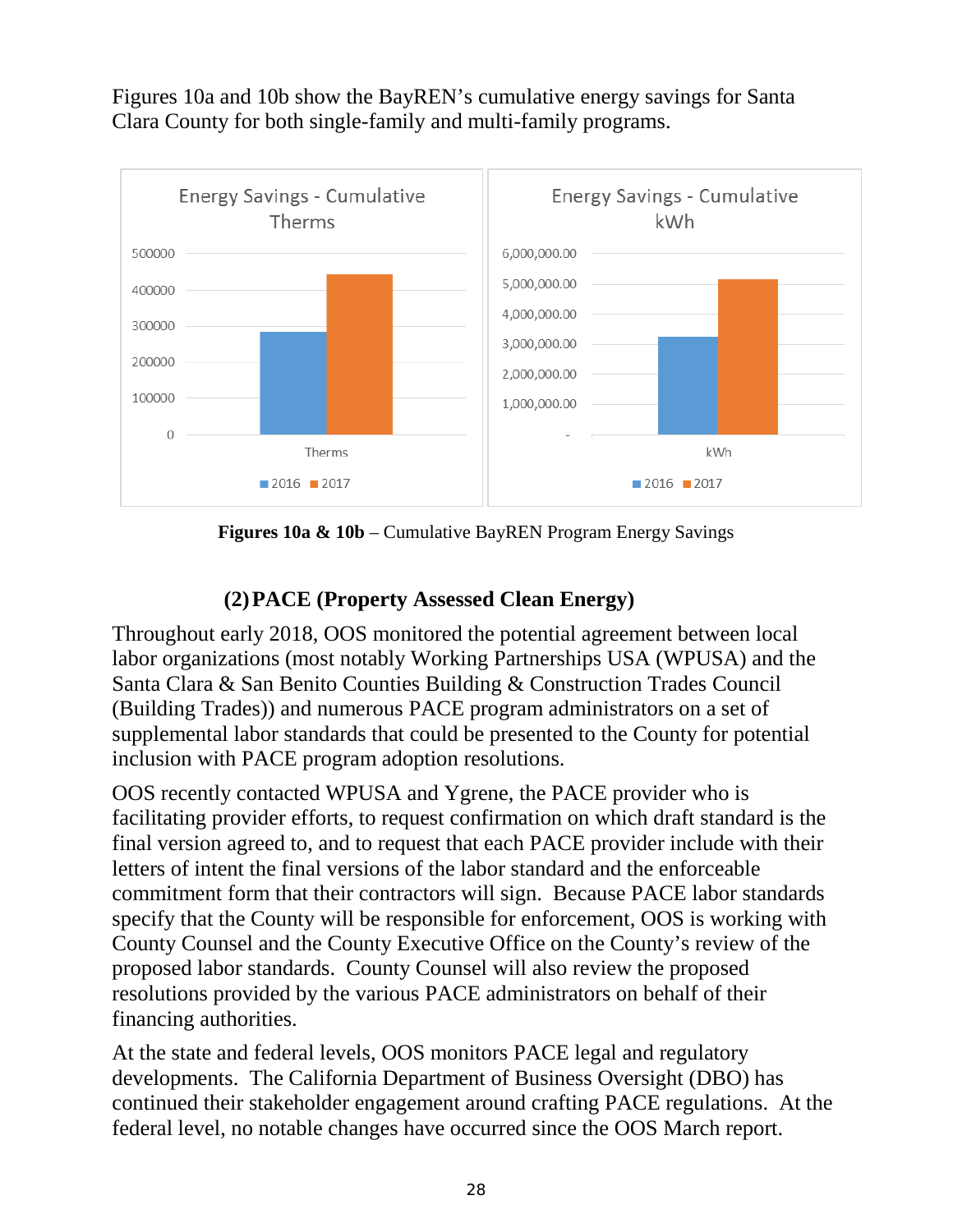Figures 10a and 10b show the BayREN's cumulative energy savings for Santa Clara County for both single-family and multi-family programs.

**Figures 10a & 10b** – Cumulative BayREN Program Energy Savings

### (2) PACE (Property Assessed Clean Energy)

Throughout early 2018, OOS monitored the potential agreement between local labor organizations (most notably Working Partnerships USA (WPUSA) and the Santa Clara & San Benito Counties Building & Construction Trades Council (Building Trades)) and numerous PACE program administrators on a set of supplemental labor standards that could be presented to the County for potential inclusion with PACE program adoption resolutions.

OOS recently contacted WPUSA and Ygrene, the PACE provider who is facilitating provider efforts, to request confirmation on which draft standard is the final version agreed to, and to request that each PACE provider include with their letters of intent the final versions of the labor standard and the enforceable commitment form that their contractors will sign. Because PACE labor standards specify that the County will be responsible for enforcement, OOS is working with County Counsel and the County Executive Office on the County's review of the proposed labor standards. County Counsel will also review the proposed resolutions provided by the various PACE administrators on behalf of their financing authorities.

At the state and federal levels, OOS monitors PACE legal and regulatory developments. The California Department of Business Oversight (DBO) has continued their stakeholder engagement around crafting PACE regulations. At the federal level, no notable changes have occurred since the OOS March report.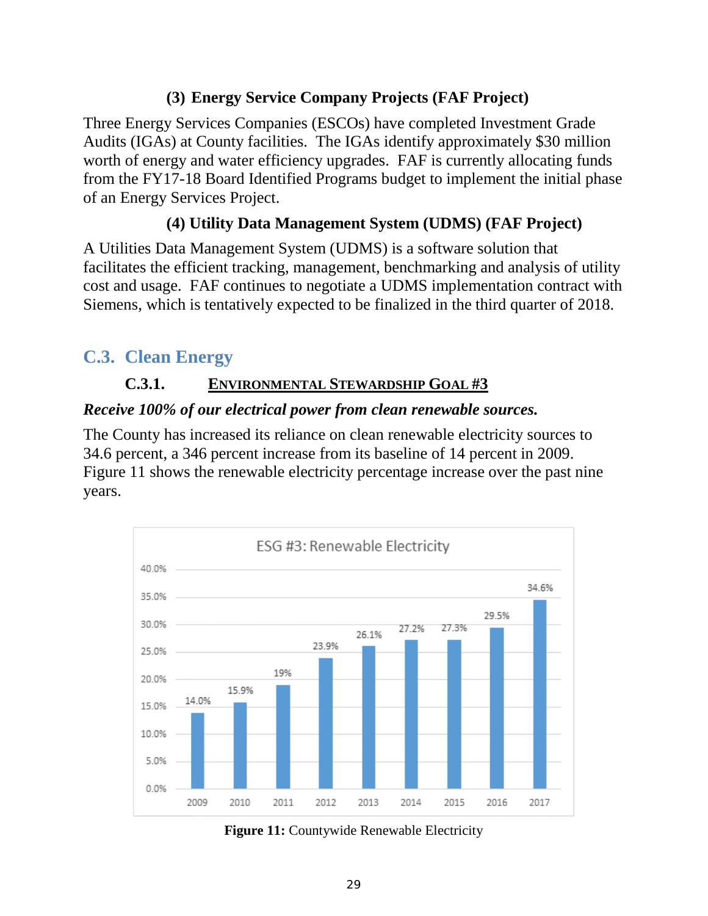### (3) Energy Service Company Projects (FAF Project)

Three Energy Services Companies (ESCOs) have completed Investment Grade Audits (IGAs) at County facilities. The IGAs identify approximately $30 million worth of energy and water efficiency upgrades. FAF is currently allocating funds from the FY17-18 Board Identified Programs budget to implement the initial phase of an Energy Services Project.

### (4) Utility Data Management System (UDMS) (FAF Project)

A Utilities Data Management System (UDMS) is a software solution that facilitates the efficient tracking, management, benchmarking and analysis of utility cost and usage. FAF continues to negotiate a UDMS implementation contract with Siemens, which is tentatively expected to be finalized in the third quarter of 2018.

## C.3. Clean Energy

### C.3.1. ENVIRONMENTAL STEWARDSHIP GOAL #3

***Receive 100% of our electrical power from clean renewable sources.***

The County has increased its reliance on clean renewable electricity sources to 34.6 percent, a 346 percent increase from its baseline of 14 percent in 2009. Figure 11 shows the renewable electricity percentage increase over the past nine years.

ESG #3: Renewable Electricity

| Year | Renewable Electricity |
|---|---|
| 2009 | 14.0% |
| 2010 | 15.9% |
| 2011 | 19% |
| 2012 | 23.9% |
| 2013 | 26.1% |
| 2014 | 27.2% |
| 2015 | 27.3% |
| 2016 | 29.5% |
| 2017 | 34.6% |

**Figure 11:** Countywide Renewable Electricity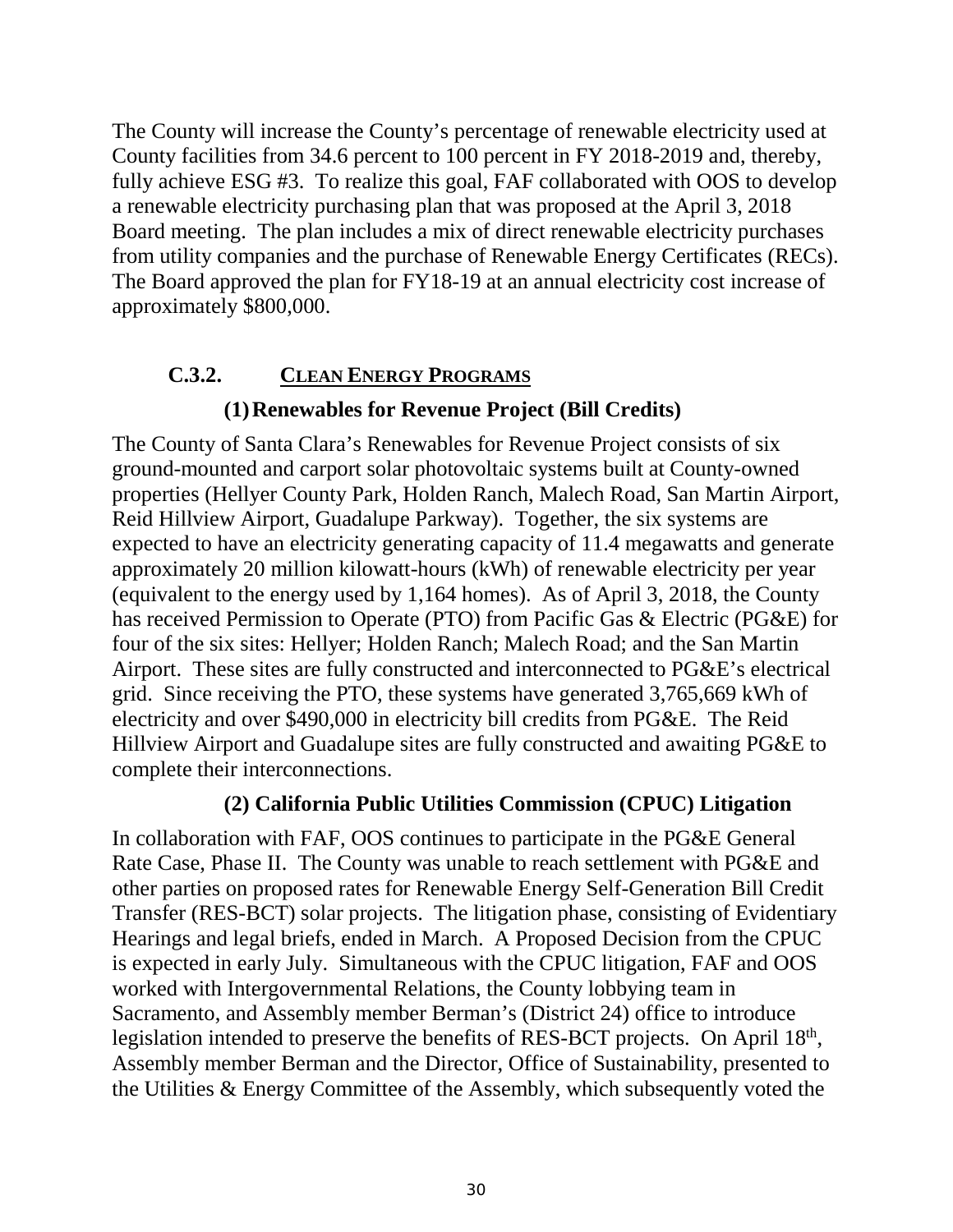The County will increase the County's percentage of renewable electricity used at County facilities from 34.6 percent to 100 percent in FY 2018-2019 and, thereby, fully achieve ESG #3. To realize this goal, FAF collaborated with OOS to develop a renewable electricity purchasing plan that was proposed at the April 3, 2018 Board meeting. The plan includes a mix of direct renewable electricity purchases from utility companies and the purchase of Renewable Energy Certificates (RECs). The Board approved the plan for FY18-19 at an annual electricity cost increase of approximately $800,000.

### C.3.2. CLEAN ENERGY PROGRAMS

#### (1) Renewables for Revenue Project (Bill Credits)

The County of Santa Clara's Renewables for Revenue Project consists of six ground-mounted and carport solar photovoltaic systems built at County-owned properties (Hellyer County Park, Holden Ranch, Malech Road, San Martin Airport, Reid Hillview Airport, Guadalupe Parkway). Together, the six systems are expected to have an electricity generating capacity of 11.4 megawatts and generate approximately 20 million kilowatt-hours (kWh) of renewable electricity per year (equivalent to the energy used by 1,164 homes). As of April 3, 2018, the County has received Permission to Operate (PTO) from Pacific Gas & Electric (PG&E) for four of the six sites: Hellyer; Holden Ranch; Malech Road; and the San Martin Airport. These sites are fully constructed and interconnected to PG&E's electrical grid. Since receiving the PTO, these systems have generated 3,765,669 kWh of electricity and over $490,000 in electricity bill credits from PG&E. The Reid Hillview Airport and Guadalupe sites are fully constructed and awaiting PG&E to complete their interconnections.

#### (2) California Public Utilities Commission (CPUC) Litigation

In collaboration with FAF, OOS continues to participate in the PG&E General Rate Case, Phase II. The County was unable to reach settlement with PG&E and other parties on proposed rates for Renewable Energy Self-Generation Bill Credit Transfer (RES-BCT) solar projects. The litigation phase, consisting of Evidentiary Hearings and legal briefs, ended in March. A Proposed Decision from the CPUC is expected in early July. Simultaneous with the CPUC litigation, FAF and OOS worked with Intergovernmental Relations, the County lobbying team in Sacramento, and Assembly member Berman's (District 24) office to introduce legislation intended to preserve the benefits of RES-BCT projects. On April 18th, Assembly member Berman and the Director, Office of Sustainability, presented to the Utilities & Energy Committee of the Assembly, which subsequently voted the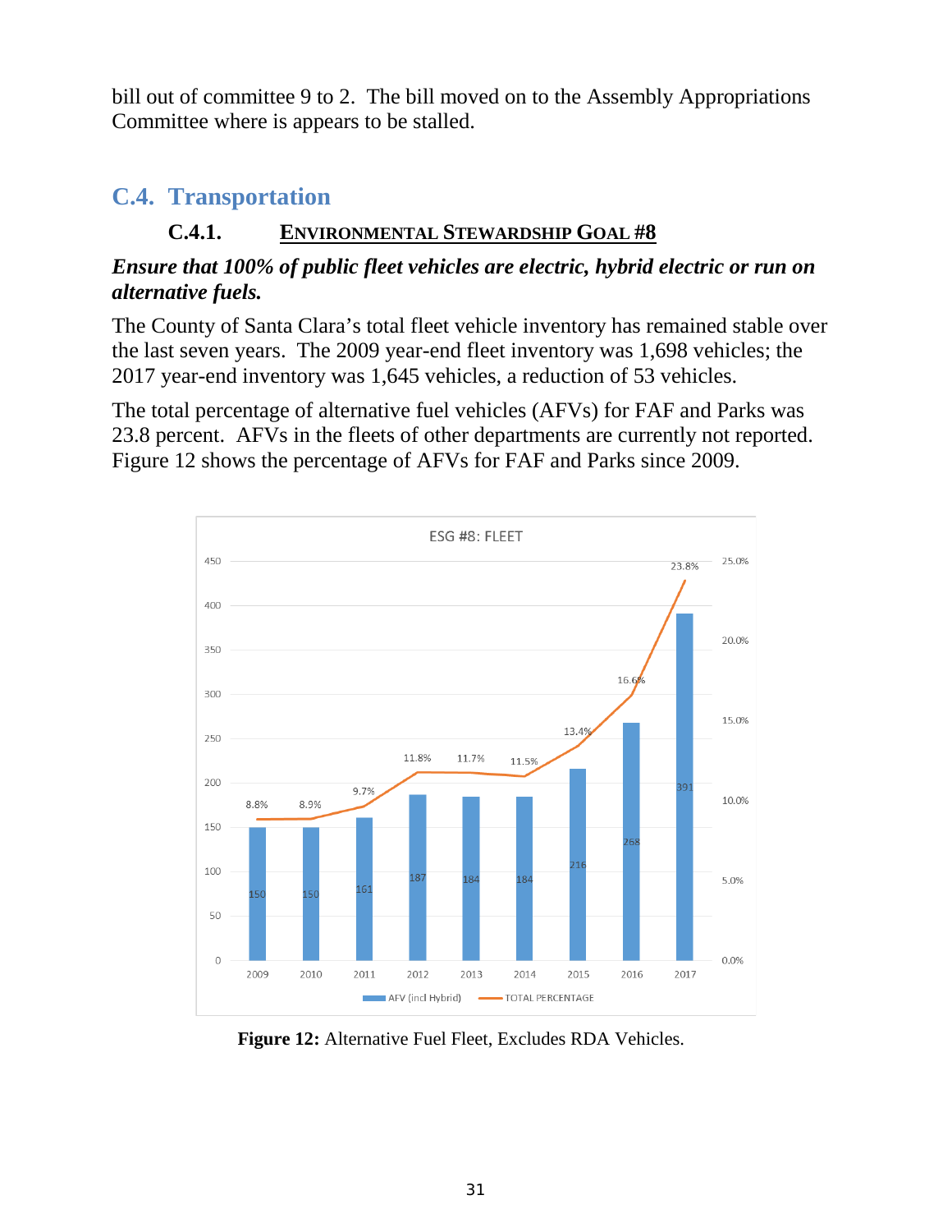bill out of committee 9 to 2. The bill moved on to the Assembly Appropriations Committee where is appears to be stalled.

## C.4. Transportation

### C.4.1. ENVIRONMENTAL STEWARDSHIP GOAL #8

***Ensure that 100% of public fleet vehicles are electric, hybrid electric or run on alternative fuels.***

The County of Santa Clara's total fleet vehicle inventory has remained stable over the last seven years. The 2009 year-end fleet inventory was 1,698 vehicles; the 2017 year-end inventory was 1,645 vehicles, a reduction of 53 vehicles.

The total percentage of alternative fuel vehicles (AFVs) for FAF and Parks was 23.8 percent. AFVs in the fleets of other departments are currently not reported. Figure 12 shows the percentage of AFVs for FAF and Parks since 2009.

ESG #8: FLEET

| Year | AFV (incl Hybrid) | TOTAL PERCENTAGE |
|---|---|---|
| 2009 | 150 | 8.8% |
| 2010 | 150 | 8.9% |
| 2011 | 161 | 9.7% |
| 2012 | 187 | 11.8% |
| 2013 | 184 | 11.7% |
| 2014 | 184 | 11.5% |
| 2015 | 216 | 13.4% |
| 2016 | 268 | 16.6% |
| 2017 | 391 | 23.8% |

**Figure 12:** Alternative Fuel Fleet, Excludes RDA Vehicles.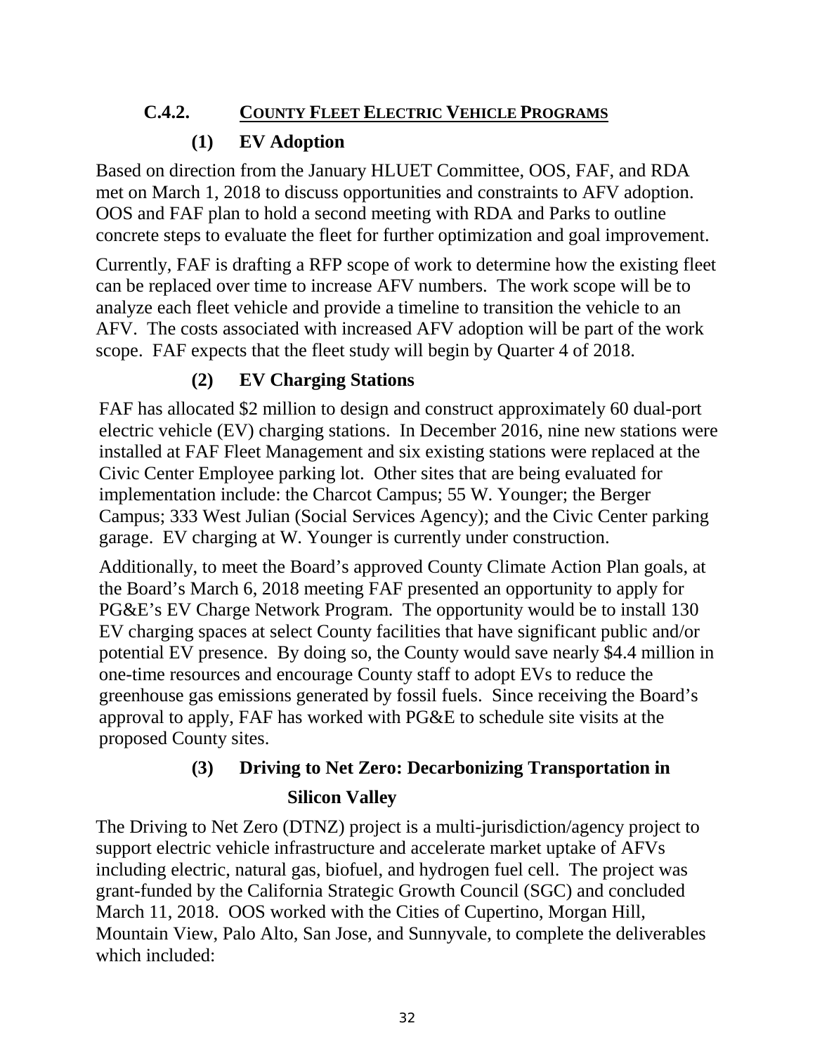## C.4.2. COUNTY FLEET ELECTRIC VEHICLE PROGRAMS

### (1) EV Adoption

Based on direction from the January HLUET Committee, OOS, FAF, and RDA met on March 1, 2018 to discuss opportunities and constraints to AFV adoption. OOS and FAF plan to hold a second meeting with RDA and Parks to outline concrete steps to evaluate the fleet for further optimization and goal improvement.

Currently, FAF is drafting a RFP scope of work to determine how the existing fleet can be replaced over time to increase AFV numbers. The work scope will be to analyze each fleet vehicle and provide a timeline to transition the vehicle to an AFV. The costs associated with increased AFV adoption will be part of the work scope. FAF expects that the fleet study will begin by Quarter 4 of 2018.

### (2) EV Charging Stations

FAF has allocated $2 million to design and construct approximately 60 dual-port electric vehicle (EV) charging stations. In December 2016, nine new stations were installed at FAF Fleet Management and six existing stations were replaced at the Civic Center Employee parking lot. Other sites that are being evaluated for implementation include: the Charcot Campus; 55 W. Younger; the Berger Campus; 333 West Julian (Social Services Agency); and the Civic Center parking garage. EV charging at W. Younger is currently under construction.

Additionally, to meet the Board's approved County Climate Action Plan goals, at the Board's March 6, 2018 meeting FAF presented an opportunity to apply for PG&E's EV Charge Network Program. The opportunity would be to install 130 EV charging spaces at select County facilities that have significant public and/or potential EV presence. By doing so, the County would save nearly $4.4 million in one-time resources and encourage County staff to adopt EVs to reduce the greenhouse gas emissions generated by fossil fuels. Since receiving the Board's approval to apply, FAF has worked with PG&E to schedule site visits at the proposed County sites.

### (3) Driving to Net Zero: Decarbonizing Transportation in Silicon Valley

The Driving to Net Zero (DTNZ) project is a multi-jurisdiction/agency project to support electric vehicle infrastructure and accelerate market uptake of AFVs including electric, natural gas, biofuel, and hydrogen fuel cell. The project was grant-funded by the California Strategic Growth Council (SGC) and concluded March 11, 2018. OOS worked with the Cities of Cupertino, Morgan Hill, Mountain View, Palo Alto, San Jose, and Sunnyvale, to complete the deliverables which included: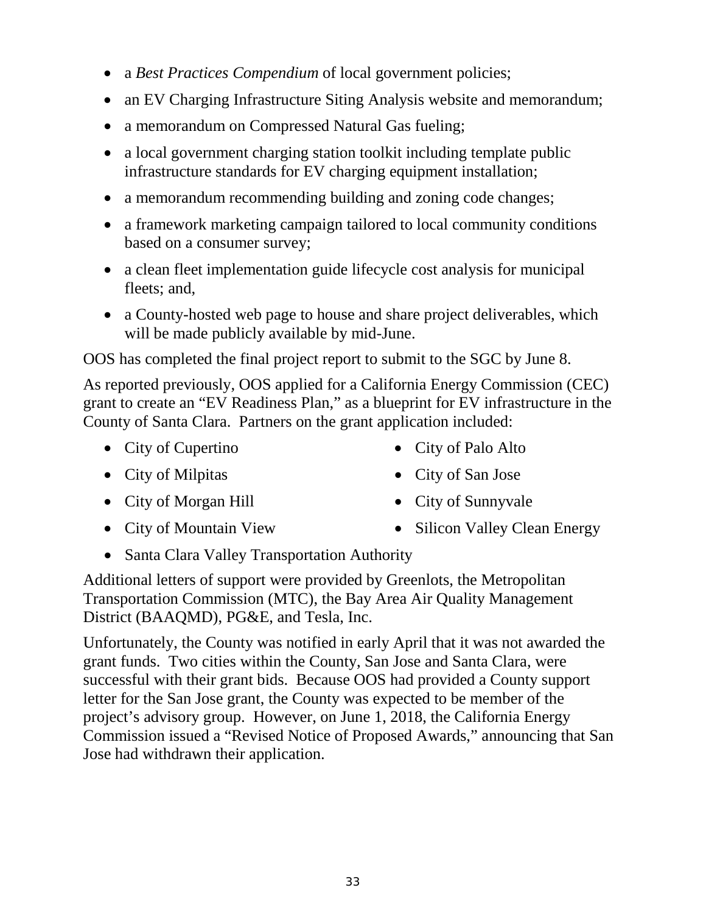- a *Best Practices Compendium* of local government policies;
- an EV Charging Infrastructure Siting Analysis website and memorandum;
- a memorandum on Compressed Natural Gas fueling;
- a local government charging station toolkit including template public infrastructure standards for EV charging equipment installation;
- a memorandum recommending building and zoning code changes;
- a framework marketing campaign tailored to local community conditions based on a consumer survey;
- a clean fleet implementation guide lifecycle cost analysis for municipal fleets; and,
- a County-hosted web page to house and share project deliverables, which will be made publicly available by mid-June.

OOS has completed the final project report to submit to the SGC by June 8.

As reported previously, OOS applied for a California Energy Commission (CEC) grant to create an "EV Readiness Plan," as a blueprint for EV infrastructure in the County of Santa Clara. Partners on the grant application included:

- City of Cupertino
- City of Milpitas
- City of Morgan Hill
- City of Mountain View
- City of Palo Alto
- City of San Jose
- City of Sunnyvale
- Silicon Valley Clean Energy
- Santa Clara Valley Transportation Authority

Additional letters of support were provided by Greenlots, the Metropolitan Transportation Commission (MTC), the Bay Area Air Quality Management District (BAAQMD), PG&E, and Tesla, Inc.

Unfortunately, the County was notified in early April that it was not awarded the grant funds. Two cities within the County, San Jose and Santa Clara, were successful with their grant bids. Because OOS had provided a County support letter for the San Jose grant, the County was expected to be member of the project's advisory group. However, on June 1, 2018, the California Energy Commission issued a "Revised Notice of Proposed Awards," announcing that San Jose had withdrawn their application.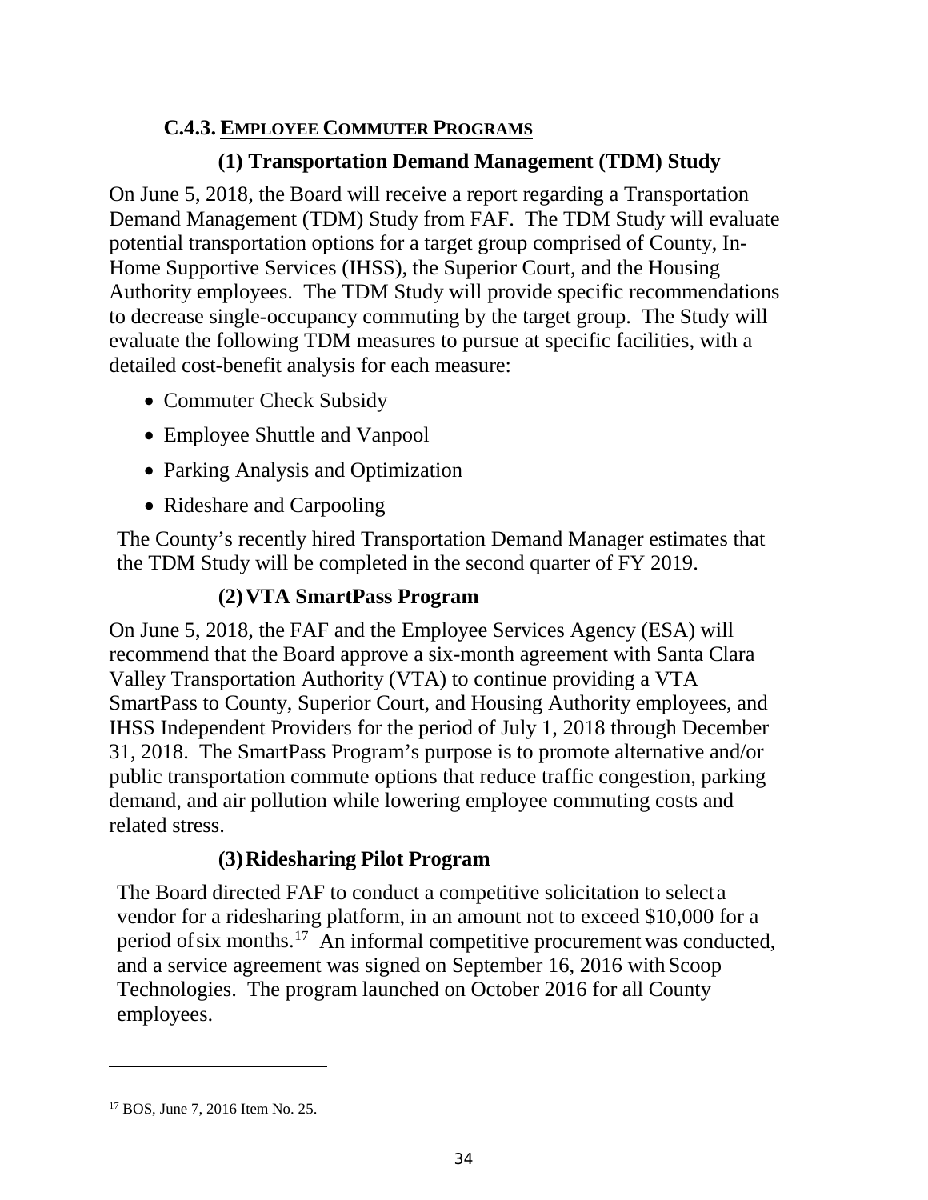### C.4.3. EMPLOYEE COMMUTER PROGRAMS

#### (1) Transportation Demand Management (TDM) Study

On June 5, 2018, the Board will receive a report regarding a Transportation Demand Management (TDM) Study from FAF. The TDM Study will evaluate potential transportation options for a target group comprised of County, In-Home Supportive Services (IHSS), the Superior Court, and the Housing Authority employees. The TDM Study will provide specific recommendations to decrease single-occupancy commuting by the target group. The Study will evaluate the following TDM measures to pursue at specific facilities, with a detailed cost-benefit analysis for each measure:

- Commuter Check Subsidy
- Employee Shuttle and Vanpool
- Parking Analysis and Optimization
- Rideshare and Carpooling

The County's recently hired Transportation Demand Manager estimates that the TDM Study will be completed in the second quarter of FY 2019.

#### (2) VTA SmartPass Program

On June 5, 2018, the FAF and the Employee Services Agency (ESA) will recommend that the Board approve a six-month agreement with Santa Clara Valley Transportation Authority (VTA) to continue providing a VTA SmartPass to County, Superior Court, and Housing Authority employees, and IHSS Independent Providers for the period of July 1, 2018 through December 31, 2018. The SmartPass Program's purpose is to promote alternative and/or public transportation commute options that reduce traffic congestion, parking demand, and air pollution while lowering employee commuting costs and related stress.

#### (3) Ridesharing Pilot Program

The Board directed FAF to conduct a competitive solicitation to select a vendor for a ridesharing platform, in an amount not to exceed $10,000 for a period of six months.[17] An informal competitive procurement was conducted, and a service agreement was signed on September 16, 2016 with Scoop Technologies. The program launched on October 2016 for all County employees.

---

[17] BOS, June 7, 2016 Item No. 25.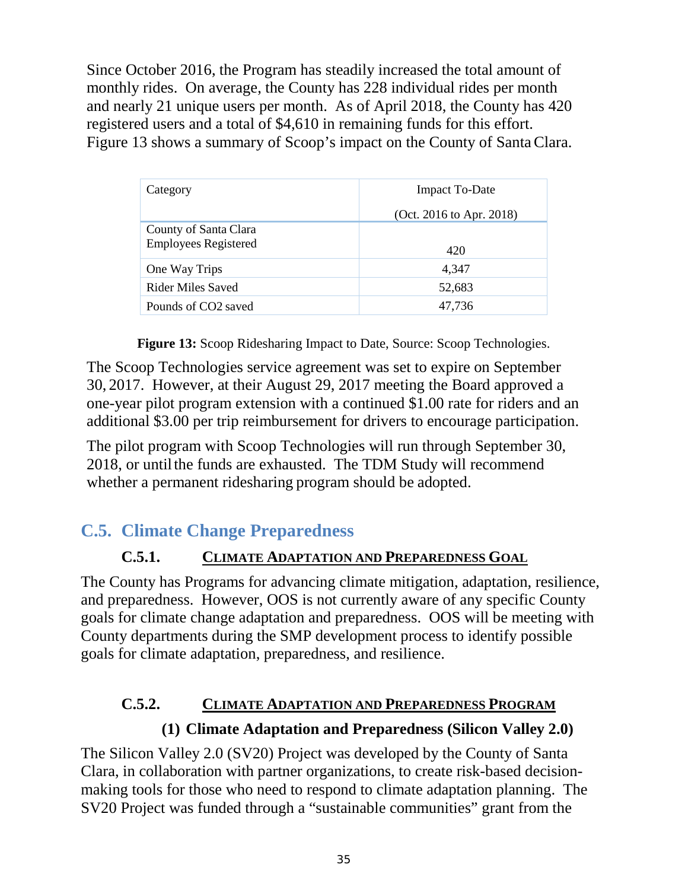Since October 2016, the Program has steadily increased the total amount of monthly rides. On average, the County has 228 individual rides per month and nearly 21 unique users per month. As of April 2018, the County has 420 registered users and a total of $4,610 in remaining funds for this effort. Figure 13 shows a summary of Scoop's impact on the County of Santa Clara.

| Category | Impact To-Date (Oct. 2016 to Apr. 2018) |
|---|---|
| County of Santa Clara Employees Registered | 420 |
| One Way Trips | 4,347 |
| Rider Miles Saved | 52,683 |
| Pounds of $CO_2$ saved | 47,736 |

**Figure 13:** Scoop Ridesharing Impact to Date, Source: Scoop Technologies.

The Scoop Technologies service agreement was set to expire on September 30, 2017. However, at their August 29, 2017 meeting the Board approved a one-year pilot program extension with a continued $1.00 rate for riders and an additional $3.00 per trip reimbursement for drivers to encourage participation.

The pilot program with Scoop Technologies will run through September 30, 2018, or until the funds are exhausted. The TDM Study will recommend whether a permanent ridesharing program should be adopted.

## C.5. Climate Change Preparedness

### C.5.1. Climate Adaptation and Preparedness Goal

The County has Programs for advancing climate mitigation, adaptation, resilience, and preparedness. However, OOS is not currently aware of any specific County goals for climate change adaptation and preparedness. OOS will be meeting with County departments during the SMP development process to identify possible goals for climate adaptation, preparedness, and resilience.

### C.5.2. Climate Adaptation and Preparedness Program

#### (1) Climate Adaptation and Preparedness (Silicon Valley 2.0)

The Silicon Valley 2.0 (SV20) Project was developed by the County of Santa Clara, in collaboration with partner organizations, to create risk-based decision-making tools for those who need to respond to climate adaptation planning. The SV20 Project was funded through a "sustainable communities" grant from the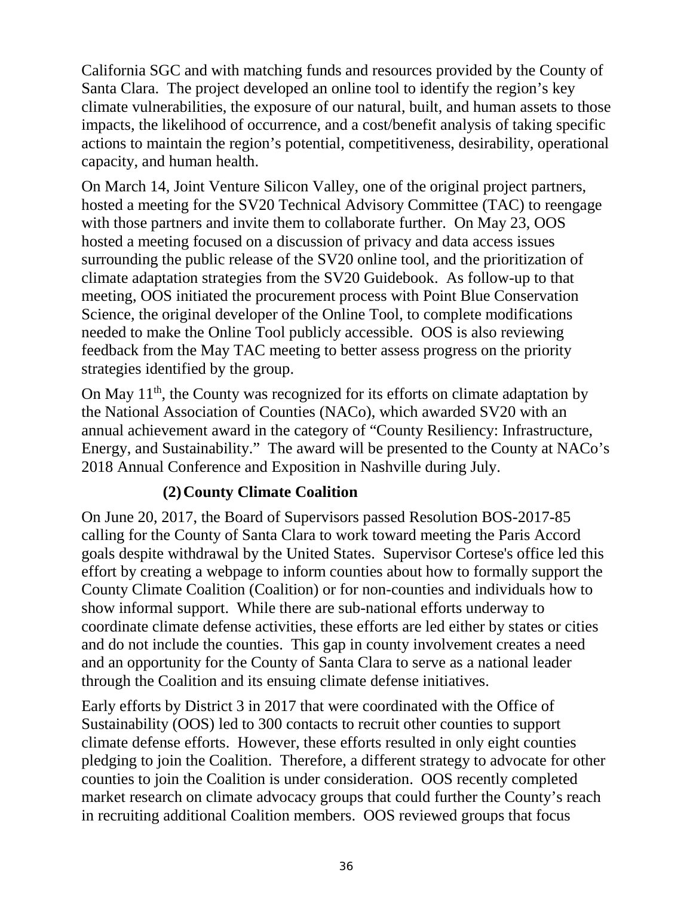California SGC and with matching funds and resources provided by the County of Santa Clara. The project developed an online tool to identify the region's key climate vulnerabilities, the exposure of our natural, built, and human assets to those impacts, the likelihood of occurrence, and a cost/benefit analysis of taking specific actions to maintain the region's potential, competitiveness, desirability, operational capacity, and human health.

On March 14, Joint Venture Silicon Valley, one of the original project partners, hosted a meeting for the SV20 Technical Advisory Committee (TAC) to reengage with those partners and invite them to collaborate further. On May 23, OOS hosted a meeting focused on a discussion of privacy and data access issues surrounding the public release of the SV20 online tool, and the prioritization of climate adaptation strategies from the SV20 Guidebook. As follow-up to that meeting, OOS initiated the procurement process with Point Blue Conservation Science, the original developer of the Online Tool, to complete modifications needed to make the Online Tool publicly accessible. OOS is also reviewing feedback from the May TAC meeting to better assess progress on the priority strategies identified by the group.

On May 11th, the County was recognized for its efforts on climate adaptation by the National Association of Counties (NACo), which awarded SV20 with an annual achievement award in the category of "County Resiliency: Infrastructure, Energy, and Sustainability." The award will be presented to the County at NACo's 2018 Annual Conference and Exposition in Nashville during July.

### (2) County Climate Coalition

On June 20, 2017, the Board of Supervisors passed Resolution BOS-2017-85 calling for the County of Santa Clara to work toward meeting the Paris Accord goals despite withdrawal by the United States. Supervisor Cortese's office led this effort by creating a webpage to inform counties about how to formally support the County Climate Coalition (Coalition) or for non-counties and individuals how to show informal support. While there are sub-national efforts underway to coordinate climate defense activities, these efforts are led either by states or cities and do not include the counties. This gap in county involvement creates a need and an opportunity for the County of Santa Clara to serve as a national leader through the Coalition and its ensuing climate defense initiatives.

Early efforts by District 3 in 2017 that were coordinated with the Office of Sustainability (OOS) led to 300 contacts to recruit other counties to support climate defense efforts. However, these efforts resulted in only eight counties pledging to join the Coalition. Therefore, a different strategy to advocate for other counties to join the Coalition is under consideration. OOS recently completed market research on climate advocacy groups that could further the County's reach in recruiting additional Coalition members. OOS reviewed groups that focus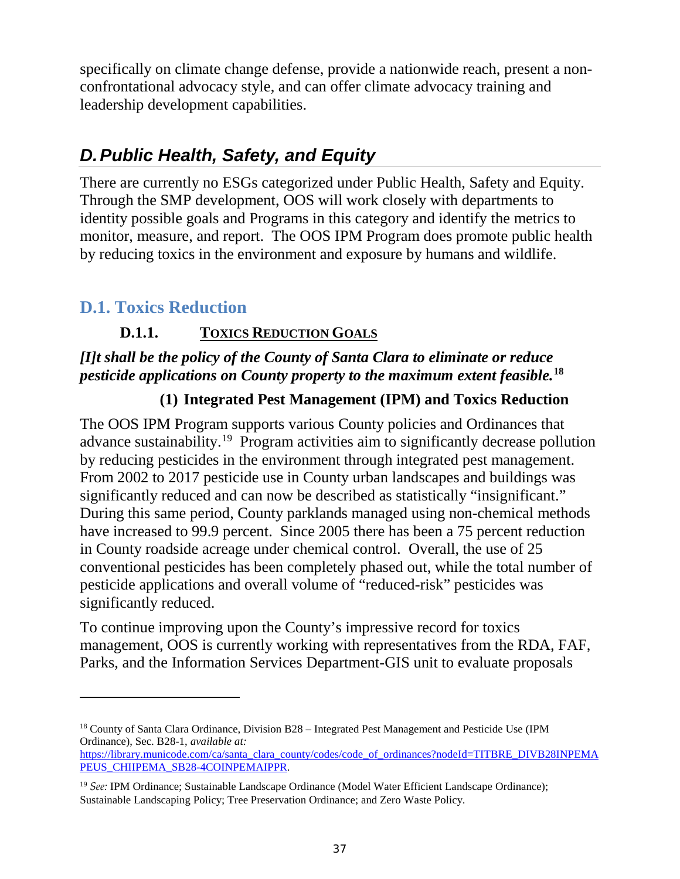specifically on climate change defense, provide a nationwide reach, present a non-confrontational advocacy style, and can offer climate advocacy training and leadership development capabilities.

## D. Public Health, Safety, and Equity

There are currently no ESGs categorized under Public Health, Safety and Equity. Through the SMP development, OOS will work closely with departments to identity possible goals and Programs in this category and identify the metrics to monitor, measure, and report. The OOS IPM Program does promote public health by reducing toxics in the environment and exposure by humans and wildlife.

### D.1. Toxics Reduction

#### D.1.1. TOXICS REDUCTION GOALS

***[I]t shall be the policy of the County of Santa Clara to eliminate or reduce pesticide applications on County property to the maximum extent feasible.***[18]

##### (1) Integrated Pest Management (IPM) and Toxics Reduction

The OOS IPM Program supports various County policies and Ordinances that advance sustainability.[19] Program activities aim to significantly decrease pollution by reducing pesticides in the environment through integrated pest management. From 2002 to 2017 pesticide use in County urban landscapes and buildings was significantly reduced and can now be described as statistically "insignificant." During this same period, County parklands managed using non-chemical methods have increased to 99.9 percent. Since 2005 there has been a 75 percent reduction in County roadside acreage under chemical control. Overall, the use of 25 conventional pesticides has been completely phased out, while the total number of pesticide applications and overall volume of "reduced-risk" pesticides was significantly reduced.

To continue improving upon the County's impressive record for toxics management, OOS is currently working with representatives from the RDA, FAF, Parks, and the Information Services Department-GIS unit to evaluate proposals

---

[18] County of Santa Clara Ordinance, Division B28 – Integrated Pest Management and Pesticide Use (IPM Ordinance), Sec. B28-1, *available at:* https://library.municode.com/ca/santa_clara_county/codes/code_of_ordinances?nodeId=TITBRE_DIVB28INPEMAPEUS_CHIIPEMA_SB28-4COINPEMAIPPR.

[19] *See:* IPM Ordinance; Sustainable Landscape Ordinance (Model Water Efficient Landscape Ordinance); Sustainable Landscaping Policy; Tree Preservation Ordinance; and Zero Waste Policy.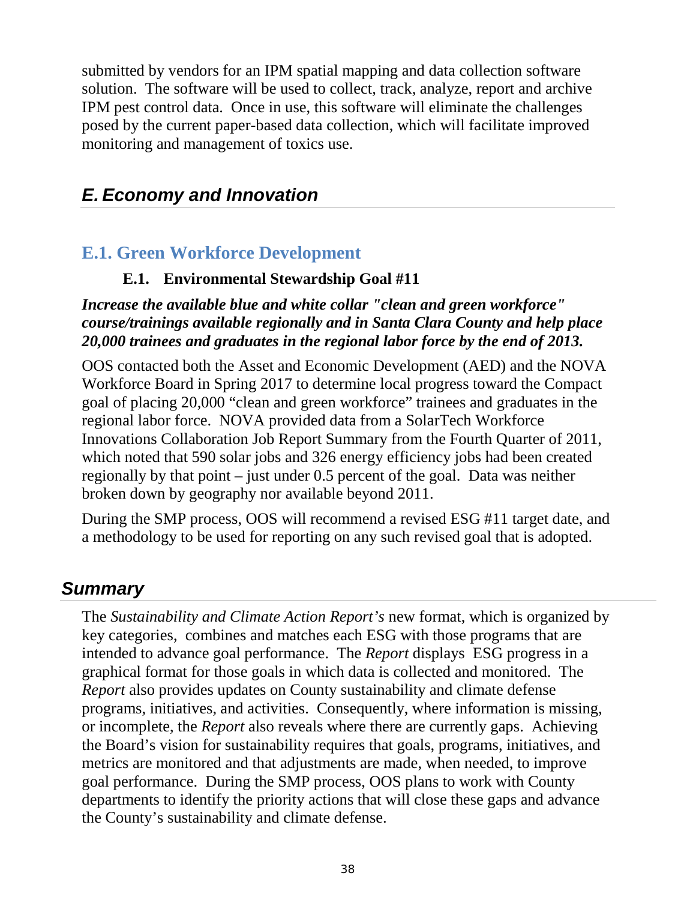submitted by vendors for an IPM spatial mapping and data collection software solution. The software will be used to collect, track, analyze, report and archive IPM pest control data. Once in use, this software will eliminate the challenges posed by the current paper-based data collection, which will facilitate improved monitoring and management of toxics use.

## *E. Economy and Innovation*

### E.1. Green Workforce Development

**E.1. Environmental Stewardship Goal #11**

***Increase the available blue and white collar "clean and green workforce" course/trainings available regionally and in Santa Clara County and help place 20,000 trainees and graduates in the regional labor force by the end of 2013.***

OOS contacted both the Asset and Economic Development (AED) and the NOVA Workforce Board in Spring 2017 to determine local progress toward the Compact goal of placing 20,000 "clean and green workforce" trainees and graduates in the regional labor force. NOVA provided data from a SolarTech Workforce Innovations Collaboration Job Report Summary from the Fourth Quarter of 2011, which noted that 590 solar jobs and 326 energy efficiency jobs had been created regionally by that point – just under 0.5 percent of the goal. Data was neither broken down by geography nor available beyond 2011.

During the SMP process, OOS will recommend a revised ESG #11 target date, and a methodology to be used for reporting on any such revised goal that is adopted.

## *Summary*

The *Sustainability and Climate Action Report's* new format, which is organized by key categories, combines and matches each ESG with those programs that are intended to advance goal performance. The *Report* displays ESG progress in a graphical format for those goals in which data is collected and monitored. The *Report* also provides updates on County sustainability and climate defense programs, initiatives, and activities. Consequently, where information is missing, or incomplete, the *Report* also reveals where there are currently gaps. Achieving the Board's vision for sustainability requires that goals, programs, initiatives, and metrics are monitored and that adjustments are made, when needed, to improve goal performance. During the SMP process, OOS plans to work with County departments to identify the priority actions that will close these gaps and advance the County's sustainability and climate defense.